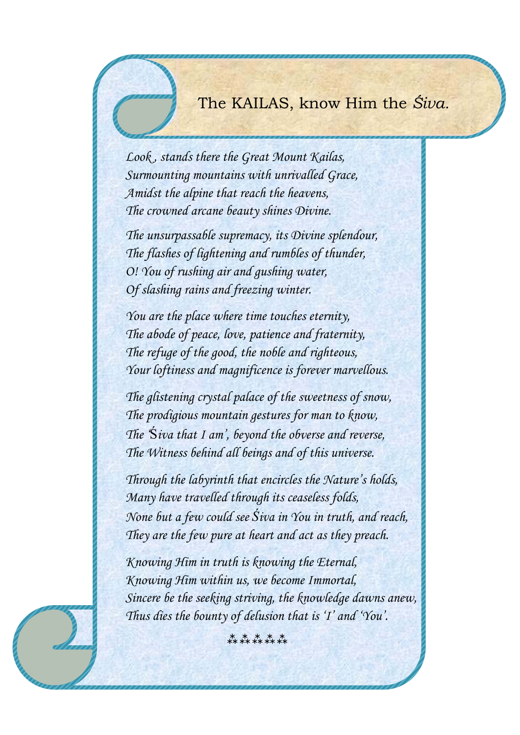# The KAILAS, know Him the *Śiva.*

*Look , stands there the Great Mount Kailas,*
*Surmounting mountains with unrivalled Grace,*
*Amidst the alpine that reach the heavens,*
*The crowned arcane beauty shines Divine.*

*The unsurpassable supremacy, its Divine splendour,*
*The flashes of lightening and rumbles of thunder,*
*O! You of rushing air and gushing water,*
*Of slashing rains and freezing winter.*

*You are the place where time touches eternity,*
*The abode of peace, love, patience and fraternity,*
*The refuge of the good, the noble and righteous,*
*Your loftiness and magnificence is forever marvellous.*

*The glistening crystal palace of the sweetness of snow,*
*The prodigious mountain gestures for man to know,*
*The 'Śiva that I am', beyond the obverse and reverse,*
*The Witness behind all beings and of this universe.*

*Through the labyrinth that encircles the Nature's holds,*
*Many have travelled through its ceaseless folds,*
*None but a few could see Śiva in You in truth, and reach,*
*They are the few pure at heart and act as they preach.*

*Knowing Him in truth is knowing the Eternal,*
*Knowing Him within us, we become Immortal,*
*Sincere be the seeking striving, the knowledge dawns anew,*
*Thus dies the bounty of delusion that is 'I' and 'You'.*

⁂⁂⁂⁂⁂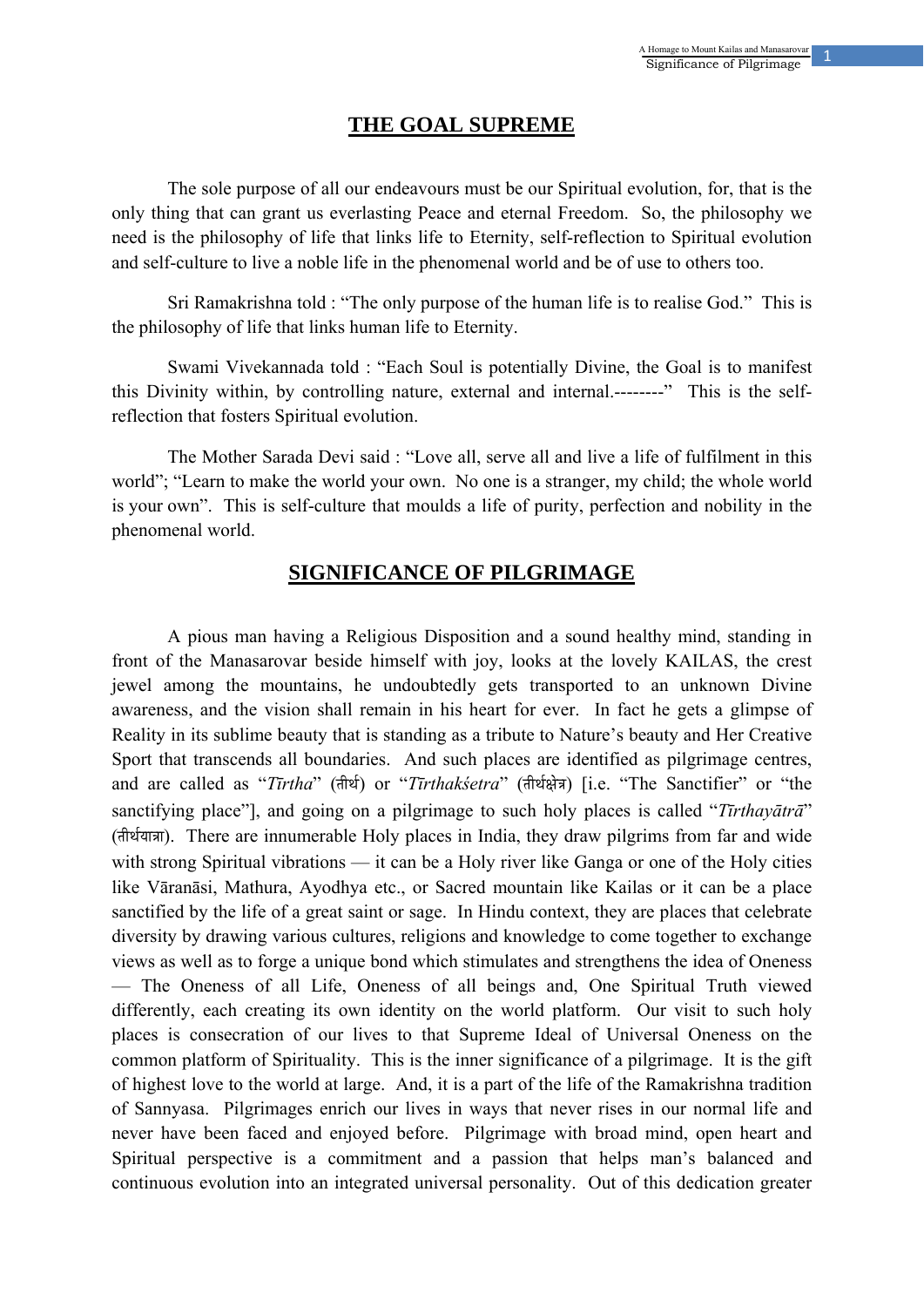# THE GOAL SUPREME

The sole purpose of all our endeavours must be our Spiritual evolution, for, that is the only thing that can grant us everlasting Peace and eternal Freedom. So, the philosophy we need is the philosophy of life that links life to Eternity, self-reflection to Spiritual evolution and self-culture to live a noble life in the phenomenal world and be of use to others too.

Sri Ramakrishna told : "The only purpose of the human life is to realise God." This is the philosophy of life that links human life to Eternity.

Swami Vivekannada told : "Each Soul is potentially Divine, the Goal is to manifest this Divinity within, by controlling nature, external and internal.--------" This is the self-reflection that fosters Spiritual evolution.

The Mother Sarada Devi said : "Love all, serve all and live a life of fulfilment in this world"; "Learn to make the world your own. No one is a stranger, my child; the whole world is your own". This is self-culture that moulds a life of purity, perfection and nobility in the phenomenal world.

# SIGNIFICANCE OF PILGRIMAGE

A pious man having a Religious Disposition and a sound healthy mind, standing in front of the Manasarovar beside himself with joy, looks at the lovely KAILAS, the crest jewel among the mountains, he undoubtedly gets transported to an unknown Divine awareness, and the vision shall remain in his heart for ever. In fact he gets a glimpse of Reality in its sublime beauty that is standing as a tribute to Nature's beauty and Her Creative Sport that transcends all boundaries. And such places are identified as pilgrimage centres, and are called as "*Tīrtha*" (तीर्थ) or "*Tīrthakśetra*" (तीर्थक्षेत्र) [i.e. "The Sanctifier" or "the sanctifying place"], and going on a pilgrimage to such holy places is called "*Tīrthayātrā*" (तीर्थयात्रा). There are innumerable Holy places in India, they draw pilgrims from far and wide with strong Spiritual vibrations — it can be a Holy river like Ganga or one of the Holy cities like Vāranāsi, Mathura, Ayodhya etc., or Sacred mountain like Kailas or it can be a place sanctified by the life of a great saint or sage. In Hindu context, they are places that celebrate diversity by drawing various cultures, religions and knowledge to come together to exchange views as well as to forge a unique bond which stimulates and strengthens the idea of Oneness — The Oneness of all Life, Oneness of all beings and, One Spiritual Truth viewed differently, each creating its own identity on the world platform. Our visit to such holy places is consecration of our lives to that Supreme Ideal of Universal Oneness on the common platform of Spirituality. This is the inner significance of a pilgrimage. It is the gift of highest love to the world at large. And, it is a part of the life of the Ramakrishna tradition of Sannyasa. Pilgrimages enrich our lives in ways that never rises in our normal life and never have been faced and enjoyed before. Pilgrimage with broad mind, open heart and Spiritual perspective is a commitment and a passion that helps man's balanced and continuous evolution into an integrated universal personality. Out of this dedication greater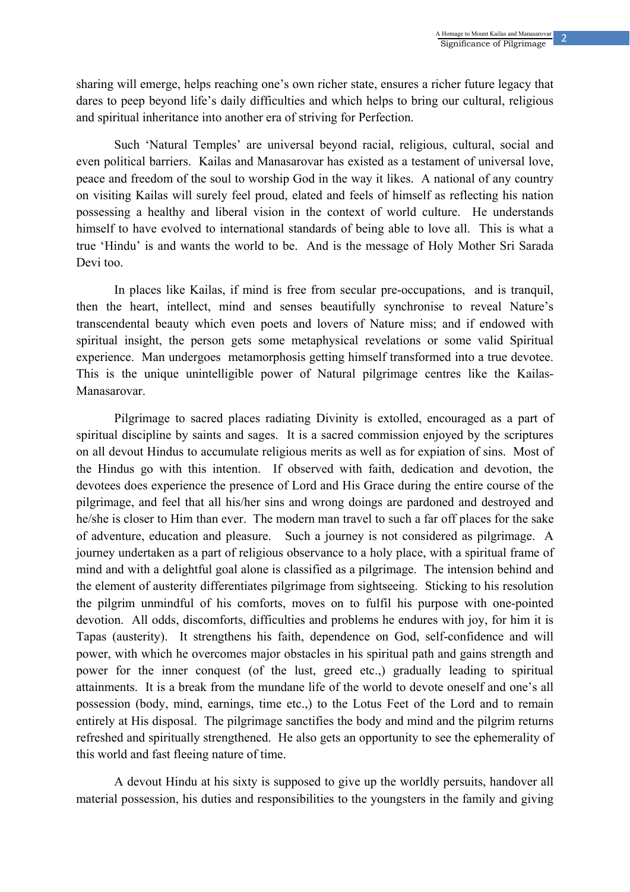sharing will emerge, helps reaching one's own richer state, ensures a richer future legacy that dares to peep beyond life's daily difficulties and which helps to bring our cultural, religious and spiritual inheritance into another era of striving for Perfection.

Such 'Natural Temples' are universal beyond racial, religious, cultural, social and even political barriers. Kailas and Manasarovar has existed as a testament of universal love, peace and freedom of the soul to worship God in the way it likes. A national of any country on visiting Kailas will surely feel proud, elated and feels of himself as reflecting his nation possessing a healthy and liberal vision in the context of world culture. He understands himself to have evolved to international standards of being able to love all. This is what a true 'Hindu' is and wants the world to be. And is the message of Holy Mother Sri Sarada Devi too.

In places like Kailas, if mind is free from secular pre-occupations, and is tranquil, then the heart, intellect, mind and senses beautifully synchronise to reveal Nature's transcendental beauty which even poets and lovers of Nature miss; and if endowed with spiritual insight, the person gets some metaphysical revelations or some valid Spiritual experience. Man undergoes metamorphosis getting himself transformed into a true devotee. This is the unique unintelligible power of Natural pilgrimage centres like the Kailas-Manasarovar.

Pilgrimage to sacred places radiating Divinity is extolled, encouraged as a part of spiritual discipline by saints and sages. It is a sacred commission enjoyed by the scriptures on all devout Hindus to accumulate religious merits as well as for expiation of sins. Most of the Hindus go with this intention. If observed with faith, dedication and devotion, the devotees does experience the presence of Lord and His Grace during the entire course of the pilgrimage, and feel that all his/her sins and wrong doings are pardoned and destroyed and he/she is closer to Him than ever. The modern man travel to such a far off places for the sake of adventure, education and pleasure. Such a journey is not considered as pilgrimage. A journey undertaken as a part of religious observance to a holy place, with a spiritual frame of mind and with a delightful goal alone is classified as a pilgrimage. The intension behind and the element of austerity differentiates pilgrimage from sightseeing. Sticking to his resolution the pilgrim unmindful of his comforts, moves on to fulfil his purpose with one-pointed devotion. All odds, discomforts, difficulties and problems he endures with joy, for him it is Tapas (austerity). It strengthens his faith, dependence on God, self-confidence and will power, with which he overcomes major obstacles in his spiritual path and gains strength and power for the inner conquest (of the lust, greed etc.,) gradually leading to spiritual attainments. It is a break from the mundane life of the world to devote oneself and one's all possession (body, mind, earnings, time etc.,) to the Lotus Feet of the Lord and to remain entirely at His disposal. The pilgrimage sanctifies the body and mind and the pilgrim returns refreshed and spiritually strengthened. He also gets an opportunity to see the ephemerality of this world and fast fleeing nature of time.

A devout Hindu at his sixty is supposed to give up the worldly persuits, handover all material possession, his duties and responsibilities to the youngsters in the family and giving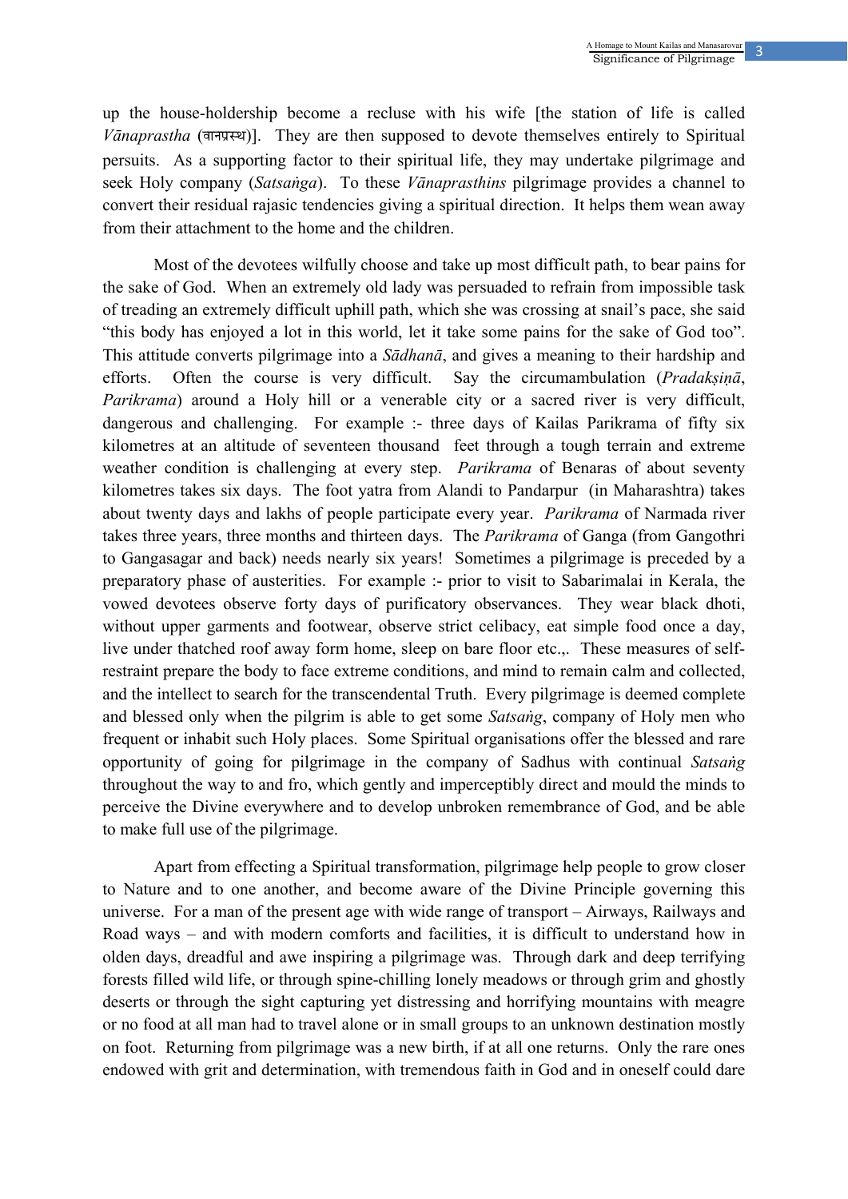up the house-holdership become a recluse with his wife [the station of life is called *Vānaprastha* (वानप्रस्थ)]. They are then supposed to devote themselves entirely to Spiritual persuits. As a supporting factor to their spiritual life, they may undertake pilgrimage and seek Holy company (*Satsaṅga*). To these *Vānaprasthins* pilgrimage provides a channel to convert their residual rajasic tendencies giving a spiritual direction. It helps them wean away from their attachment to the home and the children.

Most of the devotees wilfully choose and take up most difficult path, to bear pains for the sake of God. When an extremely old lady was persuaded to refrain from impossible task of treading an extremely difficult uphill path, which she was crossing at snail's pace, she said "this body has enjoyed a lot in this world, let it take some pains for the sake of God too". This attitude converts pilgrimage into a *Sādhanā*, and gives a meaning to their hardship and efforts. Often the course is very difficult. Say the circumambulation (*Pradakṣiṇā*, *Parikrama*) around a Holy hill or a venerable city or a sacred river is very difficult, dangerous and challenging. For example :- three days of Kailas Parikrama of fifty six kilometres at an altitude of seventeen thousand feet through a tough terrain and extreme weather condition is challenging at every step. *Parikrama* of Benaras of about seventy kilometres takes six days. The foot yatra from Alandi to Pandarpur (in Maharashtra) takes about twenty days and lakhs of people participate every year. *Parikrama* of Narmada river takes three years, three months and thirteen days. The *Parikrama* of Ganga (from Gangothri to Gangasagar and back) needs nearly six years! Sometimes a pilgrimage is preceded by a preparatory phase of austerities. For example :- prior to visit to Sabarimalai in Kerala, the vowed devotees observe forty days of purificatory observances. They wear black dhoti, without upper garments and footwear, observe strict celibacy, eat simple food once a day, live under thatched roof away form home, sleep on bare floor etc.,. These measures of self-restraint prepare the body to face extreme conditions, and mind to remain calm and collected, and the intellect to search for the transcendental Truth. Every pilgrimage is deemed complete and blessed only when the pilgrim is able to get some *Satsaṅg*, company of Holy men who frequent or inhabit such Holy places. Some Spiritual organisations offer the blessed and rare opportunity of going for pilgrimage in the company of Sadhus with continual *Satsaṅg* throughout the way to and fro, which gently and imperceptibly direct and mould the minds to perceive the Divine everywhere and to develop unbroken remembrance of God, and be able to make full use of the pilgrimage.

Apart from effecting a Spiritual transformation, pilgrimage help people to grow closer to Nature and to one another, and become aware of the Divine Principle governing this universe. For a man of the present age with wide range of transport – Airways, Railways and Road ways – and with modern comforts and facilities, it is difficult to understand how in olden days, dreadful and awe inspiring a pilgrimage was. Through dark and deep terrifying forests filled wild life, or through spine-chilling lonely meadows or through grim and ghostly deserts or through the sight capturing yet distressing and horrifying mountains with meagre or no food at all man had to travel alone or in small groups to an unknown destination mostly on foot. Returning from pilgrimage was a new birth, if at all one returns. Only the rare ones endowed with grit and determination, with tremendous faith in God and in oneself could dare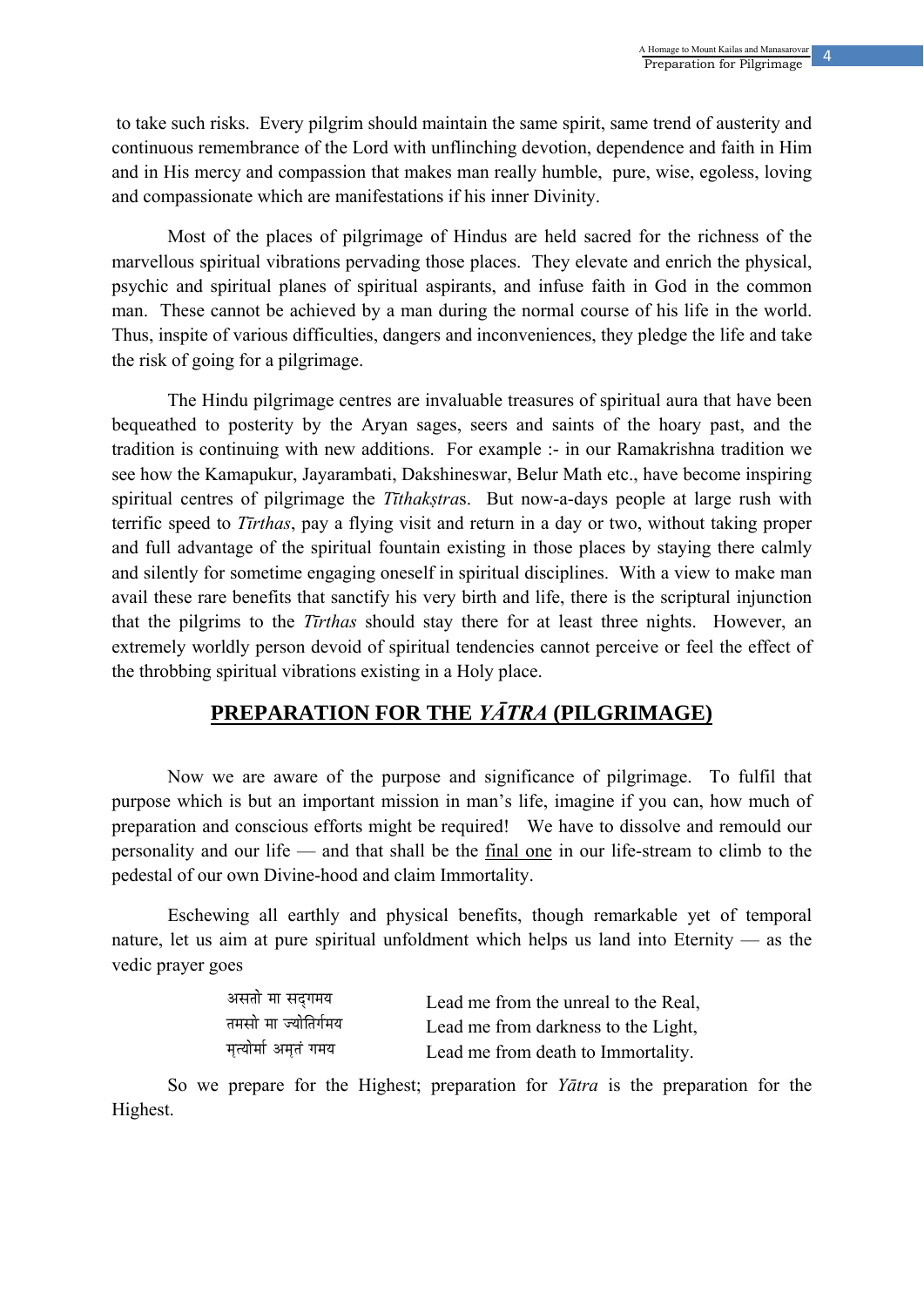to take such risks. Every pilgrim should maintain the same spirit, same trend of austerity and continuous remembrance of the Lord with unflinching devotion, dependence and faith in Him and in His mercy and compassion that makes man really humble, pure, wise, egoless, loving and compassionate which are manifestations if his inner Divinity.

Most of the places of pilgrimage of Hindus are held sacred for the richness of the marvellous spiritual vibrations pervading those places. They elevate and enrich the physical, psychic and spiritual planes of spiritual aspirants, and infuse faith in God in the common man. These cannot be achieved by a man during the normal course of his life in the world. Thus, inspite of various difficulties, dangers and inconveniences, they pledge the life and take the risk of going for a pilgrimage.

The Hindu pilgrimage centres are invaluable treasures of spiritual aura that have been bequeathed to posterity by the Aryan sages, seers and saints of the hoary past, and the tradition is continuing with new additions. For example :- in our Ramakrishna tradition we see how the Kamapukur, Jayarambati, Dakshineswar, Belur Math etc., have become inspiring spiritual centres of pilgrimage the *Tīthakṣtra*s. But now-a-days people at large rush with terrific speed to *Tīrthas*, pay a flying visit and return in a day or two, without taking proper and full advantage of the spiritual fountain existing in those places by staying there calmly and silently for sometime engaging oneself in spiritual disciplines. With a view to make man avail these rare benefits that sanctify his very birth and life, there is the scriptural injunction that the pilgrims to the *Tīrthas* should stay there for at least three nights. However, an extremely worldly person devoid of spiritual tendencies cannot perceive or feel the effect of the throbbing spiritual vibrations existing in a Holy place.

## PREPARATION FOR THE *YĀTRA* (PILGRIMAGE)

Now we are aware of the purpose and significance of pilgrimage. To fulfil that purpose which is but an important mission in man's life, imagine if you can, how much of preparation and conscious efforts might be required! We have to dissolve and remould our personality and our life — and that shall be the final one in our life-stream to climb to the pedestal of our own Divine-hood and claim Immortality.

Eschewing all earthly and physical benefits, though remarkable yet of temporal nature, let us aim at pure spiritual unfoldment which helps us land into Eternity — as the vedic prayer goes

| | |
|---|---|
| असतो मा सद्गमय | Lead me from the unreal to the Real, |
| तमसो मा ज्योतिर्गमय | Lead me from darkness to the Light, |
| मृत्योर्मा अमृतं गमय | Lead me from death to Immortality. |

So we prepare for the Highest; preparation for *Yātra* is the preparation for the Highest.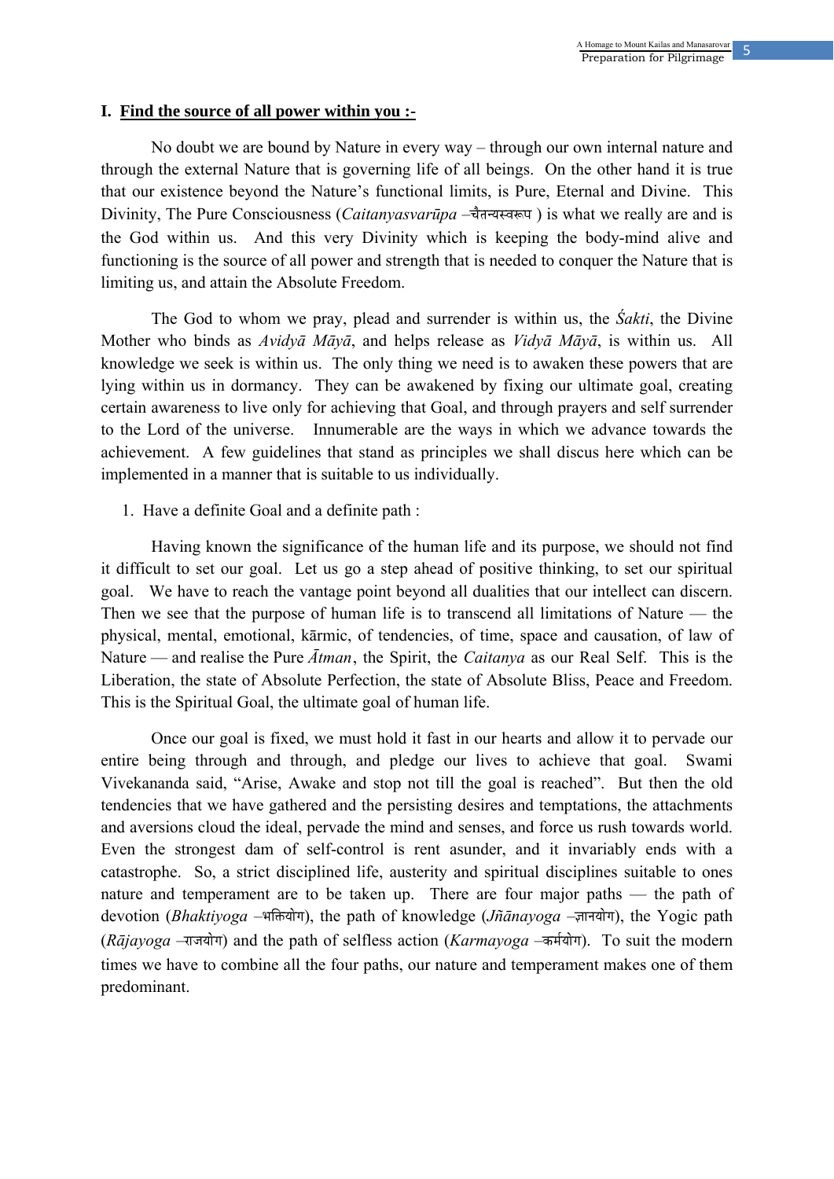**I. <u>Find the source of all power within you :-</u>**

No doubt we are bound by Nature in every way – through our own internal nature and through the external Nature that is governing life of all beings. On the other hand it is true that our existence beyond the Nature's functional limits, is Pure, Eternal and Divine. This Divinity, The Pure Consciousness (*Caitanyasvarūpa* –चैतन्यस्वरूप ) is what we really are and is the God within us. And this very Divinity which is keeping the body-mind alive and functioning is the source of all power and strength that is needed to conquer the Nature that is limiting us, and attain the Absolute Freedom.

The God to whom we pray, plead and surrender is within us, the *Śakti*, the Divine Mother who binds as *Avidyā Māyā*, and helps release as *Vidyā Māyā*, is within us. All knowledge we seek is within us. The only thing we need is to awaken these powers that are lying within us in dormancy. They can be awakened by fixing our ultimate goal, creating certain awareness to live only for achieving that Goal, and through prayers and self surrender to the Lord of the universe. Innumerable are the ways in which we advance towards the achievement. A few guidelines that stand as principles we shall discus here which can be implemented in a manner that is suitable to us individually.

1. Have a definite Goal and a definite path :

Having known the significance of the human life and its purpose, we should not find it difficult to set our goal. Let us go a step ahead of positive thinking, to set our spiritual goal. We have to reach the vantage point beyond all dualities that our intellect can discern. Then we see that the purpose of human life is to transcend all limitations of Nature — the physical, mental, emotional, kārmic, of tendencies, of time, space and causation, of law of Nature — and realise the Pure *Ātman*, the Spirit, the *Caitanya* as our Real Self. This is the Liberation, the state of Absolute Perfection, the state of Absolute Bliss, Peace and Freedom. This is the Spiritual Goal, the ultimate goal of human life.

Once our goal is fixed, we must hold it fast in our hearts and allow it to pervade our entire being through and through, and pledge our lives to achieve that goal. Swami Vivekananda said, "Arise, Awake and stop not till the goal is reached". But then the old tendencies that we have gathered and the persisting desires and temptations, the attachments and aversions cloud the ideal, pervade the mind and senses, and force us rush towards world. Even the strongest dam of self-control is rent asunder, and it invariably ends with a catastrophe. So, a strict disciplined life, austerity and spiritual disciplines suitable to ones nature and temperament are to be taken up. There are four major paths — the path of devotion (*Bhaktiyoga* –भक्तियोग), the path of knowledge (*Jñānayoga* –ज्ञानयोग), the Yogic path (*Rājayoga* –राजयोग) and the path of selfless action (*Karmayoga* –कर्मयोग). To suit the modern times we have to combine all the four paths, our nature and temperament makes one of them predominant.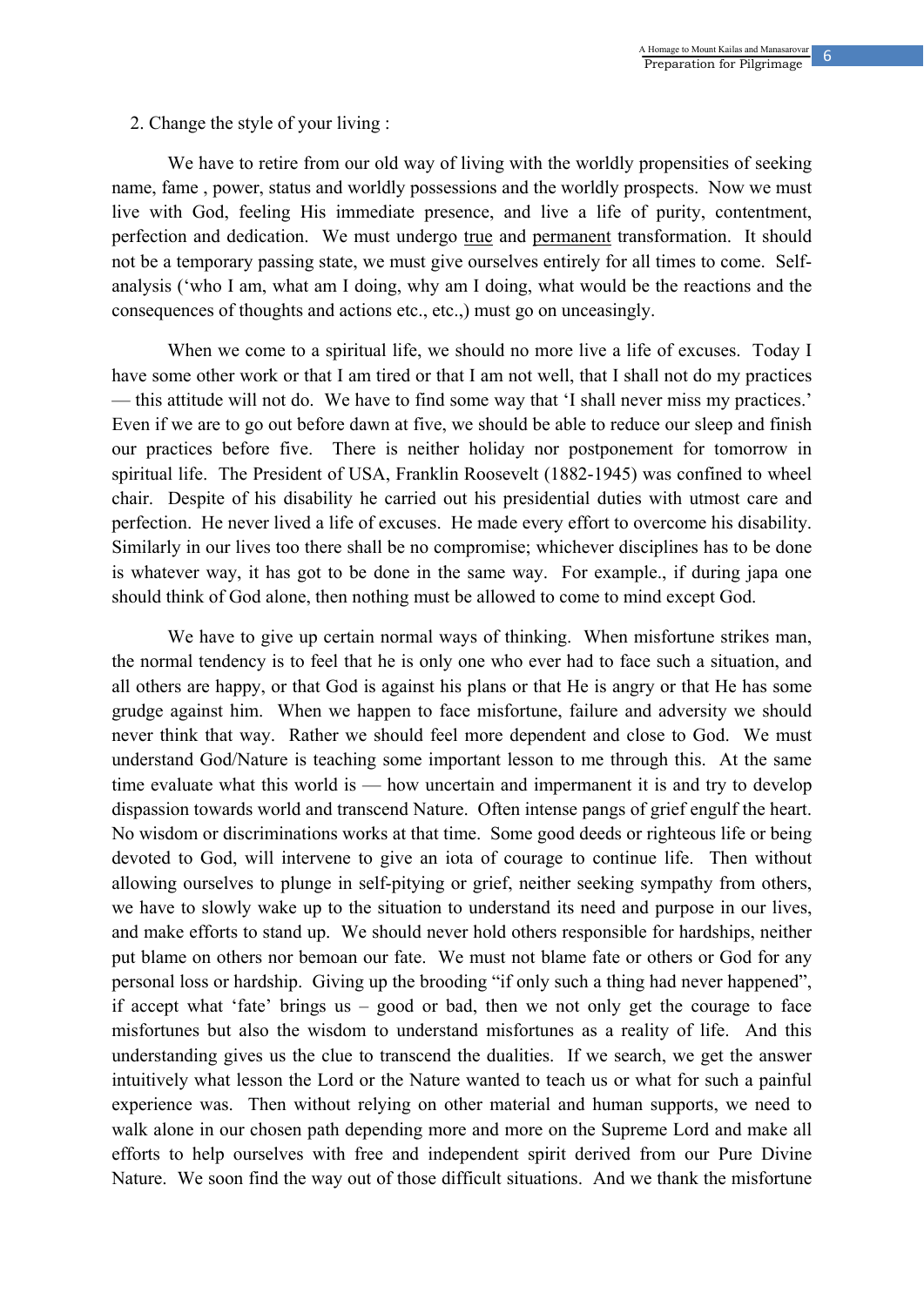2. Change the style of your living :

We have to retire from our old way of living with the worldly propensities of seeking name, fame , power, status and worldly possessions and the worldly prospects. Now we must live with God, feeling His immediate presence, and live a life of purity, contentment, perfection and dedication. We must undergo <u>true</u> and <u>permanent</u> transformation. It should not be a temporary passing state, we must give ourselves entirely for all times to come. Self-analysis ('who I am, what am I doing, why am I doing, what would be the reactions and the consequences of thoughts and actions etc., etc.,) must go on unceasingly.

When we come to a spiritual life, we should no more live a life of excuses. Today I have some other work or that I am tired or that I am not well, that I shall not do my practices — this attitude will not do. We have to find some way that 'I shall never miss my practices.' Even if we are to go out before dawn at five, we should be able to reduce our sleep and finish our practices before five. There is neither holiday nor postponement for tomorrow in spiritual life. The President of USA, Franklin Roosevelt (1882-1945) was confined to wheel chair. Despite of his disability he carried out his presidential duties with utmost care and perfection. He never lived a life of excuses. He made every effort to overcome his disability. Similarly in our lives too there shall be no compromise; whichever disciplines has to be done is whatever way, it has got to be done in the same way. For example., if during japa one should think of God alone, then nothing must be allowed to come to mind except God.

We have to give up certain normal ways of thinking. When misfortune strikes man, the normal tendency is to feel that he is only one who ever had to face such a situation, and all others are happy, or that God is against his plans or that He is angry or that He has some grudge against him. When we happen to face misfortune, failure and adversity we should never think that way. Rather we should feel more dependent and close to God. We must understand God/Nature is teaching some important lesson to me through this. At the same time evaluate what this world is — how uncertain and impermanent it is and try to develop dispassion towards world and transcend Nature. Often intense pangs of grief engulf the heart. No wisdom or discriminations works at that time. Some good deeds or righteous life or being devoted to God, will intervene to give an iota of courage to continue life. Then without allowing ourselves to plunge in self-pitying or grief, neither seeking sympathy from others, we have to slowly wake up to the situation to understand its need and purpose in our lives, and make efforts to stand up. We should never hold others responsible for hardships, neither put blame on others nor bemoan our fate. We must not blame fate or others or God for any personal loss or hardship. Giving up the brooding "if only such a thing had never happened", if accept what 'fate' brings us – good or bad, then we not only get the courage to face misfortunes but also the wisdom to understand misfortunes as a reality of life. And this understanding gives us the clue to transcend the dualities. If we search, we get the answer intuitively what lesson the Lord or the Nature wanted to teach us or what for such a painful experience was. Then without relying on other material and human supports, we need to walk alone in our chosen path depending more and more on the Supreme Lord and make all efforts to help ourselves with free and independent spirit derived from our Pure Divine Nature. We soon find the way out of those difficult situations. And we thank the misfortune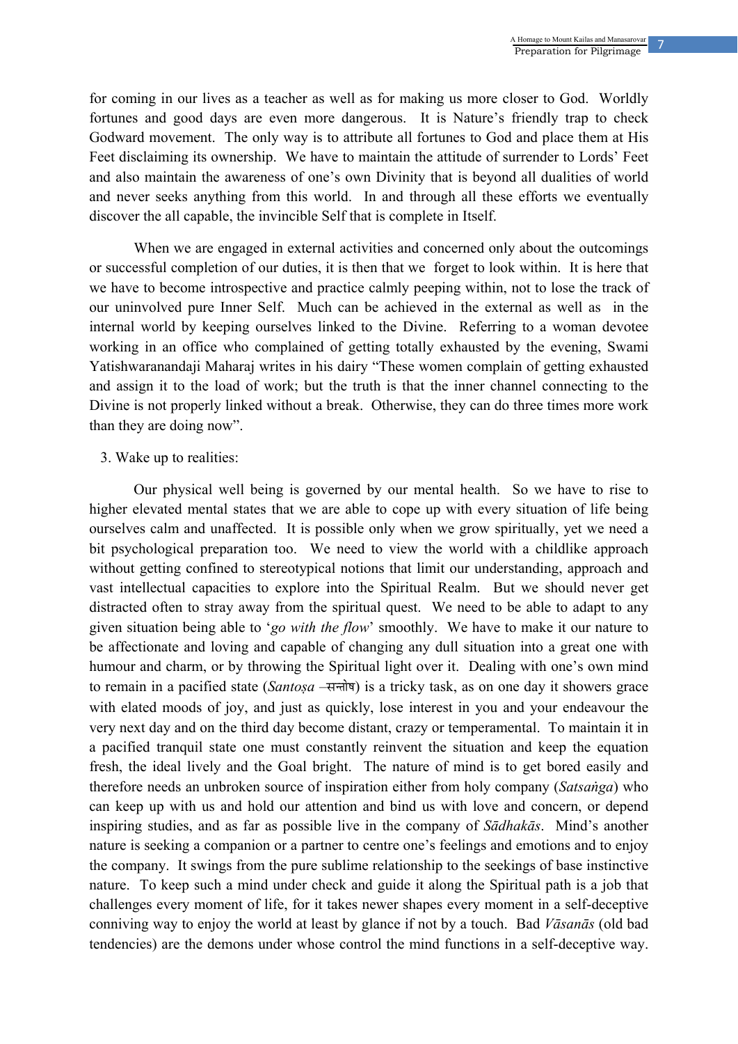for coming in our lives as a teacher as well as for making us more closer to God. Worldly fortunes and good days are even more dangerous. It is Nature's friendly trap to check Godward movement. The only way is to attribute all fortunes to God and place them at His Feet disclaiming its ownership. We have to maintain the attitude of surrender to Lords' Feet and also maintain the awareness of one's own Divinity that is beyond all dualities of world and never seeks anything from this world. In and through all these efforts we eventually discover the all capable, the invincible Self that is complete in Itself.

When we are engaged in external activities and concerned only about the outcomings or successful completion of our duties, it is then that we forget to look within. It is here that we have to become introspective and practice calmly peeping within, not to lose the track of our uninvolved pure Inner Self. Much can be achieved in the external as well as in the internal world by keeping ourselves linked to the Divine. Referring to a woman devotee working in an office who complained of getting totally exhausted by the evening, Swami Yatishwaranandaji Maharaj writes in his dairy "These women complain of getting exhausted and assign it to the load of work; but the truth is that the inner channel connecting to the Divine is not properly linked without a break. Otherwise, they can do three times more work than they are doing now".

3. Wake up to realities:

Our physical well being is governed by our mental health. So we have to rise to higher elevated mental states that we are able to cope up with every situation of life being ourselves calm and unaffected. It is possible only when we grow spiritually, yet we need a bit psychological preparation too. We need to view the world with a childlike approach without getting confined to stereotypical notions that limit our understanding, approach and vast intellectual capacities to explore into the Spiritual Realm. But we should never get distracted often to stray away from the spiritual quest. We need to be able to adapt to any given situation being able to '*go with the flow*' smoothly. We have to make it our nature to be affectionate and loving and capable of changing any dull situation into a great one with humour and charm, or by throwing the Spiritual light over it. Dealing with one's own mind to remain in a pacified state (*Santoṣa* –सन्तोष) is a tricky task, as on one day it showers grace with elated moods of joy, and just as quickly, lose interest in you and your endeavour the very next day and on the third day become distant, crazy or temperamental. To maintain it in a pacified tranquil state one must constantly reinvent the situation and keep the equation fresh, the ideal lively and the Goal bright. The nature of mind is to get bored easily and therefore needs an unbroken source of inspiration either from holy company (*Satsaṅga*) who can keep up with us and hold our attention and bind us with love and concern, or depend inspiring studies, and as far as possible live in the company of *Sādhakās*. Mind's another nature is seeking a companion or a partner to centre one's feelings and emotions and to enjoy the company. It swings from the pure sublime relationship to the seekings of base instinctive nature. To keep such a mind under check and guide it along the Spiritual path is a job that challenges every moment of life, for it takes newer shapes every moment in a self-deceptive conniving way to enjoy the world at least by glance if not by a touch. Bad *Vāsanās* (old bad tendencies) are the demons under whose control the mind functions in a self-deceptive way.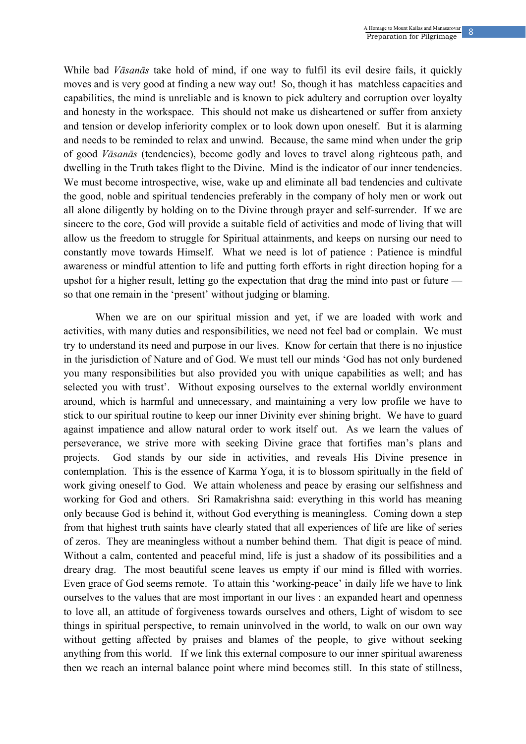While bad *Vāsanās* take hold of mind, if one way to fulfil its evil desire fails, it quickly moves and is very good at finding a new way out! So, though it has matchless capacities and capabilities, the mind is unreliable and is known to pick adultery and corruption over loyalty and honesty in the workspace. This should not make us disheartened or suffer from anxiety and tension or develop inferiority complex or to look down upon oneself. But it is alarming and needs to be reminded to relax and unwind. Because, the same mind when under the grip of good *Vāsanās* (tendencies), become godly and loves to travel along righteous path, and dwelling in the Truth takes flight to the Divine. Mind is the indicator of our inner tendencies. We must become introspective, wise, wake up and eliminate all bad tendencies and cultivate the good, noble and spiritual tendencies preferably in the company of holy men or work out all alone diligently by holding on to the Divine through prayer and self-surrender. If we are sincere to the core, God will provide a suitable field of activities and mode of living that will allow us the freedom to struggle for Spiritual attainments, and keeps on nursing our need to constantly move towards Himself. What we need is lot of patience : Patience is mindful awareness or mindful attention to life and putting forth efforts in right direction hoping for a upshot for a higher result, letting go the expectation that drag the mind into past or future — so that one remain in the 'present' without judging or blaming.

When we are on our spiritual mission and yet, if we are loaded with work and activities, with many duties and responsibilities, we need not feel bad or complain. We must try to understand its need and purpose in our lives. Know for certain that there is no injustice in the jurisdiction of Nature and of God. We must tell our minds 'God has not only burdened you many responsibilities but also provided you with unique capabilities as well; and has selected you with trust'. Without exposing ourselves to the external worldly environment around, which is harmful and unnecessary, and maintaining a very low profile we have to stick to our spiritual routine to keep our inner Divinity ever shining bright. We have to guard against impatience and allow natural order to work itself out. As we learn the values of perseverance, we strive more with seeking Divine grace that fortifies man's plans and projects. God stands by our side in activities, and reveals His Divine presence in contemplation. This is the essence of Karma Yoga, it is to blossom spiritually in the field of work giving oneself to God. We attain wholeness and peace by erasing our selfishness and working for God and others. Sri Ramakrishna said: everything in this world has meaning only because God is behind it, without God everything is meaningless. Coming down a step from that highest truth saints have clearly stated that all experiences of life are like of series of zeros. They are meaningless without a number behind them. That digit is peace of mind. Without a calm, contented and peaceful mind, life is just a shadow of its possibilities and a dreary drag. The most beautiful scene leaves us empty if our mind is filled with worries. Even grace of God seems remote. To attain this 'working-peace' in daily life we have to link ourselves to the values that are most important in our lives : an expanded heart and openness to love all, an attitude of forgiveness towards ourselves and others, Light of wisdom to see things in spiritual perspective, to remain uninvolved in the world, to walk on our own way without getting affected by praises and blames of the people, to give without seeking anything from this world. If we link this external composure to our inner spiritual awareness then we reach an internal balance point where mind becomes still. In this state of stillness,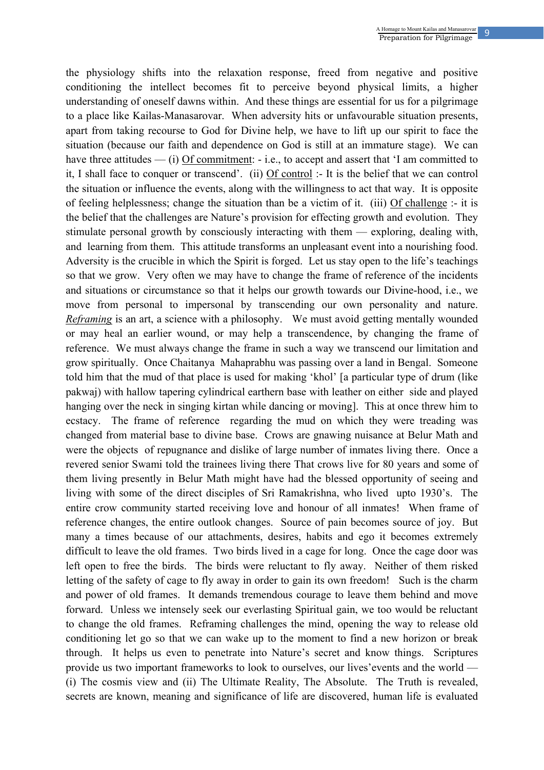the physiology shifts into the relaxation response, freed from negative and positive conditioning the intellect becomes fit to perceive beyond physical limits, a higher understanding of oneself dawns within. And these things are essential for us for a pilgrimage to a place like Kailas-Manasarovar. When adversity hits or unfavourable situation presents, apart from taking recourse to God for Divine help, we have to lift up our spirit to face the situation (because our faith and dependence on God is still at an immature stage). We can have three attitudes — (i) Of commitment: - i.e., to accept and assert that 'I am committed to it, I shall face to conquer or transcend'. (ii) Of control :- It is the belief that we can control the situation or influence the events, along with the willingness to act that way. It is opposite of feeling helplessness; change the situation than be a victim of it. (iii) Of challenge :- it is the belief that the challenges are Nature's provision for effecting growth and evolution. They stimulate personal growth by consciously interacting with them — exploring, dealing with, and learning from them. This attitude transforms an unpleasant event into a nourishing food. Adversity is the crucible in which the Spirit is forged. Let us stay open to the life's teachings so that we grow. Very often we may have to change the frame of reference of the incidents and situations or circumstance so that it helps our growth towards our Divine-hood, i.e., we move from personal to impersonal by transcending our own personality and nature. ***Reframing*** is an art, a science with a philosophy. We must avoid getting mentally wounded or may heal an earlier wound, or may help a transcendence, by changing the frame of reference. We must always change the frame in such a way we transcend our limitation and grow spiritually. Once Chaitanya Mahaprabhu was passing over a land in Bengal. Someone told him that the mud of that place is used for making 'khol' [a particular type of drum (like pakwaj) with hallow tapering cylindrical earthern base with leather on either side and played hanging over the neck in singing kirtan while dancing or moving]. This at once threw him to ecstacy. The frame of reference regarding the mud on which they were treading was changed from material base to divine base. Crows are gnawing nuisance at Belur Math and were the objects of repugnance and dislike of large number of inmates living there. Once a revered senior Swami told the trainees living there That crows live for 80 years and some of them living presently in Belur Math might have had the blessed opportunity of seeing and living with some of the direct disciples of Sri Ramakrishna, who lived upto 1930's. The entire crow community started receiving love and honour of all inmates! When frame of reference changes, the entire outlook changes. Source of pain becomes source of joy. But many a times because of our attachments, desires, habits and ego it becomes extremely difficult to leave the old frames. Two birds lived in a cage for long. Once the cage door was left open to free the birds. The birds were reluctant to fly away. Neither of them risked letting of the safety of cage to fly away in order to gain its own freedom! Such is the charm and power of old frames. It demands tremendous courage to leave them behind and move forward. Unless we intensely seek our everlasting Spiritual gain, we too would be reluctant to change the old frames. Reframing challenges the mind, opening the way to release old conditioning let go so that we can wake up to the moment to find a new horizon or break through. It helps us even to penetrate into Nature's secret and know things. Scriptures provide us two important frameworks to look to ourselves, our lives'events and the world — (i) The cosmis view and (ii) The Ultimate Reality, The Absolute. The Truth is revealed, secrets are known, meaning and significance of life are discovered, human life is evaluated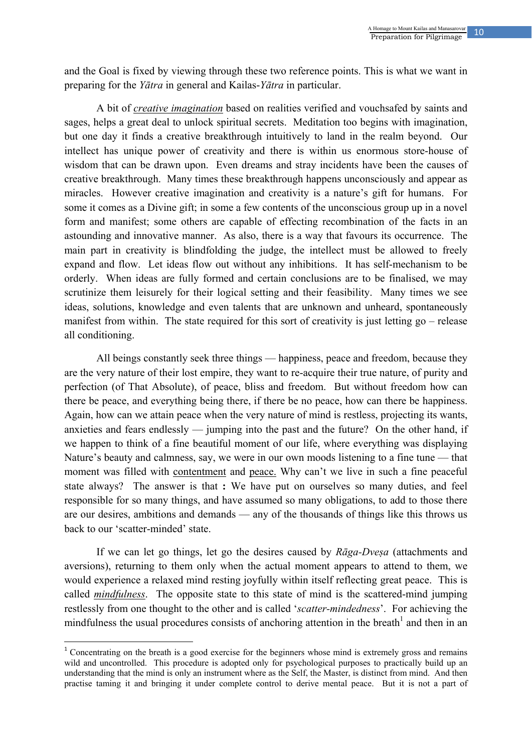and the Goal is fixed by viewing through these two reference points. This is what we want in preparing for the *Yātra* in general and Kailas-*Yātra* in particular.

A bit of ***creative imagination*** based on realities verified and vouchsafed by saints and sages, helps a great deal to unlock spiritual secrets. Meditation too begins with imagination, but one day it finds a creative breakthrough intuitively to land in the realm beyond. Our intellect has unique power of creativity and there is within us enormous store-house of wisdom that can be drawn upon. Even dreams and stray incidents have been the causes of creative breakthrough. Many times these breakthrough happens unconsciously and appear as miracles. However creative imagination and creativity is a nature's gift for humans. For some it comes as a Divine gift; in some a few contents of the unconscious group up in a novel form and manifest; some others are capable of effecting recombination of the facts in an astounding and innovative manner. As also, there is a way that favours its occurrence. The main part in creativity is blindfolding the judge, the intellect must be allowed to freely expand and flow. Let ideas flow out without any inhibitions. It has self-mechanism to be orderly. When ideas are fully formed and certain conclusions are to be finalised, we may scrutinize them leisurely for their logical setting and their feasibility. Many times we see ideas, solutions, knowledge and even talents that are unknown and unheard, spontaneously manifest from within. The state required for this sort of creativity is just letting go – release all conditioning.

All beings constantly seek three things — happiness, peace and freedom, because they are the very nature of their lost empire, they want to re-acquire their true nature, of purity and perfection (of That Absolute), of peace, bliss and freedom. But without freedom how can there be peace, and everything being there, if there be no peace, how can there be happiness. Again, how can we attain peace when the very nature of mind is restless, projecting its wants, anxieties and fears endlessly — jumping into the past and the future? On the other hand, if we happen to think of a fine beautiful moment of our life, where everything was displaying Nature's beauty and calmness, say, we were in our own moods listening to a fine tune — that moment was filled with contentment and peace. Why can't we live in such a fine peaceful state always? The answer is that **:** We have put on ourselves so many duties, and feel responsible for so many things, and have assumed so many obligations, to add to those there are our desires, ambitions and demands — any of the thousands of things like this throws us back to our 'scatter-minded' state.

If we can let go things, let go the desires caused by *Rāga-Dveṣa* (attachments and aversions), returning to them only when the actual moment appears to attend to them, we would experience a relaxed mind resting joyfully within itself reflecting great peace. This is called ***mindfulness***. The opposite state to this state of mind is the scattered-mind jumping restlessly from one thought to the other and is called '*scatter-mindedness*'. For achieving the mindfulness the usual procedures consists of anchoring attention in the breath[1] and then in an

---

[1] Concentrating on the breath is a good exercise for the beginners whose mind is extremely gross and remains wild and uncontrolled. This procedure is adopted only for psychological purposes to practically build up an understanding that the mind is only an instrument where as the Self, the Master, is distinct from mind. And then practise taming it and bringing it under complete control to derive mental peace. But it is not a part of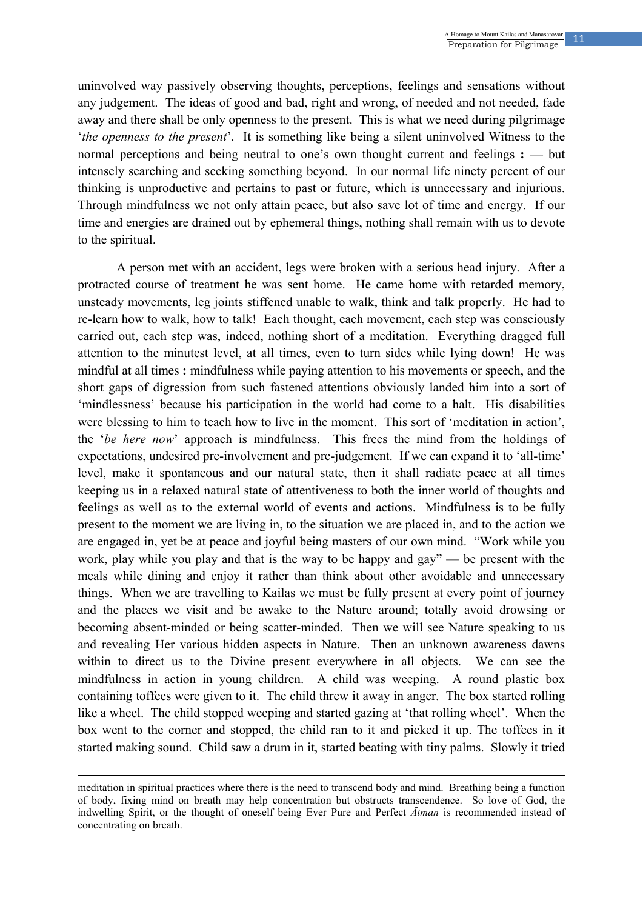uninvolved way passively observing thoughts, perceptions, feelings and sensations without any judgement. The ideas of good and bad, right and wrong, of needed and not needed, fade away and there shall be only openness to the present. This is what we need during pilgrimage '*the openness to the present*'. It is something like being a silent uninvolved Witness to the normal perceptions and being neutral to one's own thought current and feelings **:** — but intensely searching and seeking something beyond. In our normal life ninety percent of our thinking is unproductive and pertains to past or future, which is unnecessary and injurious. Through mindfulness we not only attain peace, but also save lot of time and energy. If our time and energies are drained out by ephemeral things, nothing shall remain with us to devote to the spiritual.

A person met with an accident, legs were broken with a serious head injury. After a protracted course of treatment he was sent home. He came home with retarded memory, unsteady movements, leg joints stiffened unable to walk, think and talk properly. He had to re-learn how to walk, how to talk! Each thought, each movement, each step was consciously carried out, each step was, indeed, nothing short of a meditation. Everything dragged full attention to the minutest level, at all times, even to turn sides while lying down! He was mindful at all times **:** mindfulness while paying attention to his movements or speech, and the short gaps of digression from such fastened attentions obviously landed him into a sort of 'mindlessness' because his participation in the world had come to a halt. His disabilities were blessing to him to teach how to live in the moment. This sort of 'meditation in action', the '*be here now*' approach is mindfulness. This frees the mind from the holdings of expectations, undesired pre-involvement and pre-judgement. If we can expand it to 'all-time' level, make it spontaneous and our natural state, then it shall radiate peace at all times keeping us in a relaxed natural state of attentiveness to both the inner world of thoughts and feelings as well as to the external world of events and actions. Mindfulness is to be fully present to the moment we are living in, to the situation we are placed in, and to the action we are engaged in, yet be at peace and joyful being masters of our own mind. "Work while you work, play while you play and that is the way to be happy and gay" — be present with the meals while dining and enjoy it rather than think about other avoidable and unnecessary things. When we are travelling to Kailas we must be fully present at every point of journey and the places we visit and be awake to the Nature around; totally avoid drowsing or becoming absent-minded or being scatter-minded. Then we will see Nature speaking to us and revealing Her various hidden aspects in Nature. Then an unknown awareness dawns within to direct us to the Divine present everywhere in all objects. We can see the mindfulness in action in young children. A child was weeping. A round plastic box containing toffees were given to it. The child threw it away in anger. The box started rolling like a wheel. The child stopped weeping and started gazing at 'that rolling wheel'. When the box went to the corner and stopped, the child ran to it and picked it up. The toffees in it started making sound. Child saw a drum in it, started beating with tiny palms. Slowly it tried

---

meditation in spiritual practices where there is the need to transcend body and mind. Breathing being a function of body, fixing mind on breath may help concentration but obstructs transcendence. So love of God, the indwelling Spirit, or the thought of oneself being Ever Pure and Perfect *Ātman* is recommended instead of concentrating on breath.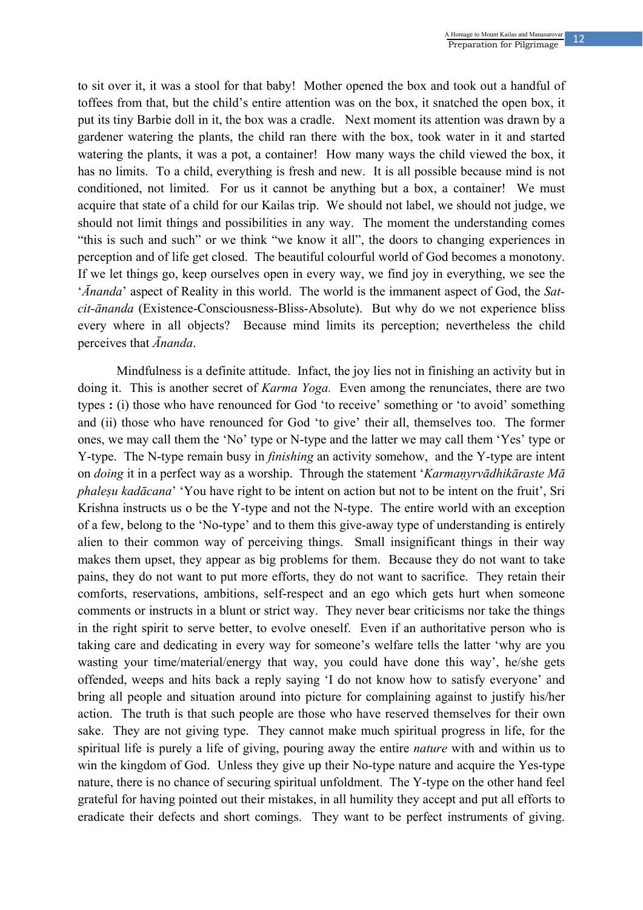to sit over it, it was a stool for that baby! Mother opened the box and took out a handful of toffees from that, but the child's entire attention was on the box, it snatched the open box, it put its tiny Barbie doll in it, the box was a cradle. Next moment its attention was drawn by a gardener watering the plants, the child ran there with the box, took water in it and started watering the plants, it was a pot, a container! How many ways the child viewed the box, it has no limits. To a child, everything is fresh and new. It is all possible because mind is not conditioned, not limited. For us it cannot be anything but a box, a container! We must acquire that state of a child for our Kailas trip. We should not label, we should not judge, we should not limit things and possibilities in any way. The moment the understanding comes "this is such and such" or we think "we know it all", the doors to changing experiences in perception and of life get closed. The beautiful colourful world of God becomes a monotony. If we let things go, keep ourselves open in every way, we find joy in everything, we see the '*Ānanda*' aspect of Reality in this world. The world is the immanent aspect of God, the *Sat-cit-ānanda* (Existence-Consciousness-Bliss-Absolute). But why do we not experience bliss every where in all objects? Because mind limits its perception; nevertheless the child perceives that *Ānanda*.

Mindfulness is a definite attitude. Infact, the joy lies not in finishing an activity but in doing it. This is another secret of *Karma Yoga.* Even among the renunciates, there are two types **:** (i) those who have renounced for God 'to receive' something or 'to avoid' something and (ii) those who have renounced for God 'to give' their all, themselves too. The former ones, we may call them the 'No' type or N-type and the latter we may call them 'Yes' type or Y-type. The N-type remain busy in *finishing* an activity somehow, and the Y-type are intent on *doing* it in a perfect way as a worship. Through the statement '*Karmaṇyrvādhikāraste Mā phaleṣu kadācana*' 'You have right to be intent on action but not to be intent on the fruit', Sri Krishna instructs us o be the Y-type and not the N-type. The entire world with an exception of a few, belong to the 'No-type' and to them this give-away type of understanding is entirely alien to their common way of perceiving things. Small insignificant things in their way makes them upset, they appear as big problems for them. Because they do not want to take pains, they do not want to put more efforts, they do not want to sacrifice. They retain their comforts, reservations, ambitions, self-respect and an ego which gets hurt when someone comments or instructs in a blunt or strict way. They never bear criticisms nor take the things in the right spirit to serve better, to evolve oneself. Even if an authoritative person who is taking care and dedicating in every way for someone's welfare tells the latter 'why are you wasting your time/material/energy that way, you could have done this way', he/she gets offended, weeps and hits back a reply saying 'I do not know how to satisfy everyone' and bring all people and situation around into picture for complaining against to justify his/her action. The truth is that such people are those who have reserved themselves for their own sake. They are not giving type. They cannot make much spiritual progress in life, for the spiritual life is purely a life of giving, pouring away the entire *nature* with and within us to win the kingdom of God. Unless they give up their No-type nature and acquire the Yes-type nature, there is no chance of securing spiritual unfoldment. The Y-type on the other hand feel grateful for having pointed out their mistakes, in all humility they accept and put all efforts to eradicate their defects and short comings. They want to be perfect instruments of giving.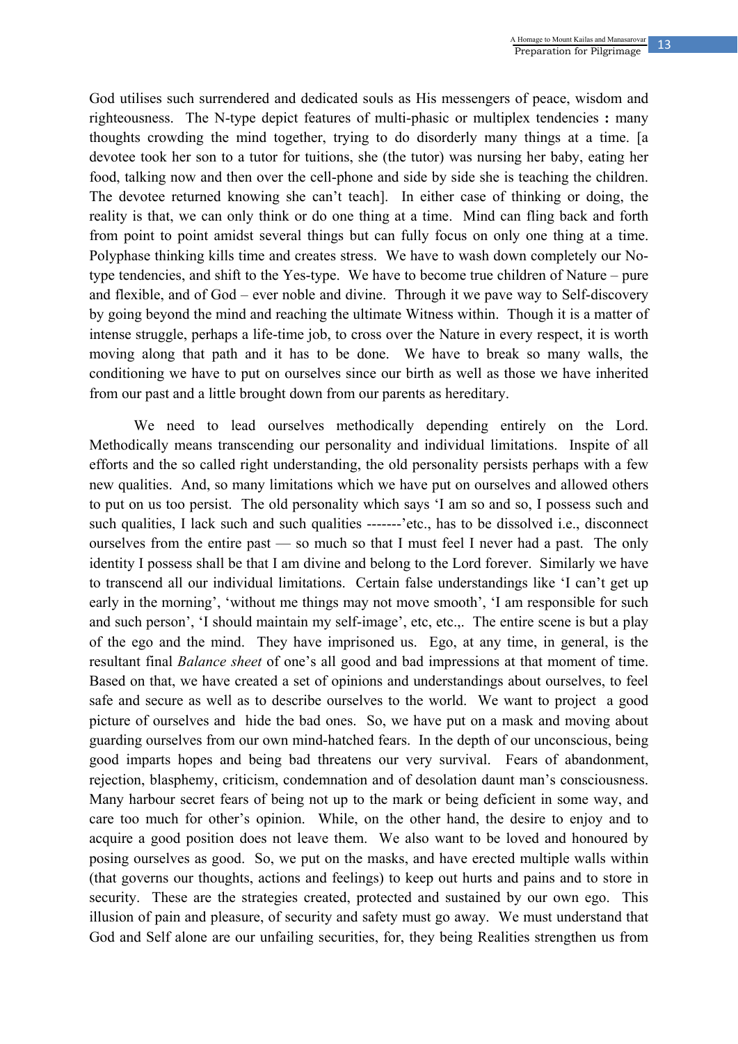God utilises such surrendered and dedicated souls as His messengers of peace, wisdom and righteousness. The N-type depict features of multi-phasic or multiplex tendencies **:** many thoughts crowding the mind together, trying to do disorderly many things at a time. [a devotee took her son to a tutor for tuitions, she (the tutor) was nursing her baby, eating her food, talking now and then over the cell-phone and side by side she is teaching the children. The devotee returned knowing she can't teach]. In either case of thinking or doing, the reality is that, we can only think or do one thing at a time. Mind can fling back and forth from point to point amidst several things but can fully focus on only one thing at a time. Polyphase thinking kills time and creates stress. We have to wash down completely our No-type tendencies, and shift to the Yes-type. We have to become true children of Nature – pure and flexible, and of God – ever noble and divine. Through it we pave way to Self-discovery by going beyond the mind and reaching the ultimate Witness within. Though it is a matter of intense struggle, perhaps a life-time job, to cross over the Nature in every respect, it is worth moving along that path and it has to be done. We have to break so many walls, the conditioning we have to put on ourselves since our birth as well as those we have inherited from our past and a little brought down from our parents as hereditary.

We need to lead ourselves methodically depending entirely on the Lord. Methodically means transcending our personality and individual limitations. Inspite of all efforts and the so called right understanding, the old personality persists perhaps with a few new qualities. And, so many limitations which we have put on ourselves and allowed others to put on us too persist. The old personality which says 'I am so and so, I possess such and such qualities, I lack such and such qualities -------'etc., has to be dissolved i.e., disconnect ourselves from the entire past — so much so that I must feel I never had a past. The only identity I possess shall be that I am divine and belong to the Lord forever. Similarly we have to transcend all our individual limitations. Certain false understandings like 'I can't get up early in the morning', 'without me things may not move smooth', 'I am responsible for such and such person', 'I should maintain my self-image', etc, etc.,. The entire scene is but a play of the ego and the mind. They have imprisoned us. Ego, at any time, in general, is the resultant final *Balance sheet* of one's all good and bad impressions at that moment of time. Based on that, we have created a set of opinions and understandings about ourselves, to feel safe and secure as well as to describe ourselves to the world. We want to project a good picture of ourselves and hide the bad ones. So, we have put on a mask and moving about guarding ourselves from our own mind-hatched fears. In the depth of our unconscious, being good imparts hopes and being bad threatens our very survival. Fears of abandonment, rejection, blasphemy, criticism, condemnation and of desolation daunt man's consciousness. Many harbour secret fears of being not up to the mark or being deficient in some way, and care too much for other's opinion. While, on the other hand, the desire to enjoy and to acquire a good position does not leave them. We also want to be loved and honoured by posing ourselves as good. So, we put on the masks, and have erected multiple walls within (that governs our thoughts, actions and feelings) to keep out hurts and pains and to store in security. These are the strategies created, protected and sustained by our own ego. This illusion of pain and pleasure, of security and safety must go away. We must understand that God and Self alone are our unfailing securities, for, they being Realities strengthen us from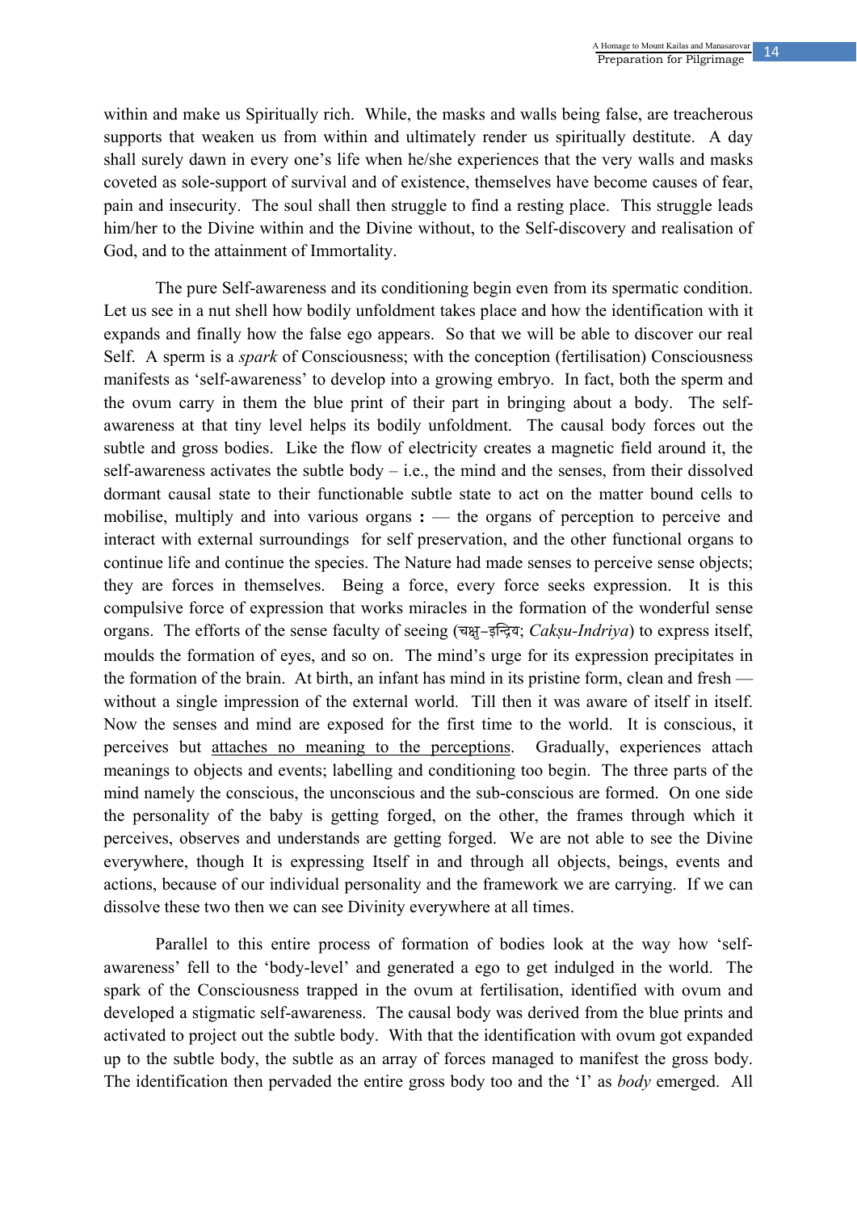within and make us Spiritually rich. While, the masks and walls being false, are treacherous supports that weaken us from within and ultimately render us spiritually destitute. A day shall surely dawn in every one's life when he/she experiences that the very walls and masks coveted as sole-support of survival and of existence, themselves have become causes of fear, pain and insecurity. The soul shall then struggle to find a resting place. This struggle leads him/her to the Divine within and the Divine without, to the Self-discovery and realisation of God, and to the attainment of Immortality.

The pure Self-awareness and its conditioning begin even from its spermatic condition. Let us see in a nut shell how bodily unfoldment takes place and how the identification with it expands and finally how the false ego appears. So that we will be able to discover our real Self. A sperm is a *spark* of Consciousness; with the conception (fertilisation) Consciousness manifests as 'self-awareness' to develop into a growing embryo. In fact, both the sperm and the ovum carry in them the blue print of their part in bringing about a body. The self-awareness at that tiny level helps its bodily unfoldment. The causal body forces out the subtle and gross bodies. Like the flow of electricity creates a magnetic field around it, the self-awareness activates the subtle body – i.e., the mind and the senses, from their dissolved dormant causal state to their functionable subtle state to act on the matter bound cells to mobilise, multiply and into various organs **:** — the organs of perception to perceive and interact with external surroundings for self preservation, and the other functional organs to continue life and continue the species. The Nature had made senses to perceive sense objects; they are forces in themselves. Being a force, every force seeks expression. It is this compulsive force of expression that works miracles in the formation of the wonderful sense organs. The efforts of the sense faculty of seeing (चक्षु–इन्द्रिय; *Cakṣu-Indriya*) to express itself, moulds the formation of eyes, and so on. The mind's urge for its expression precipitates in the formation of the brain. At birth, an infant has mind in its pristine form, clean and fresh — without a single impression of the external world. Till then it was aware of itself in itself. Now the senses and mind are exposed for the first time to the world. It is conscious, it perceives but <u>attaches no meaning to the perceptions</u>. Gradually, experiences attach meanings to objects and events; labelling and conditioning too begin. The three parts of the mind namely the conscious, the unconscious and the sub-conscious are formed. On one side the personality of the baby is getting forged, on the other, the frames through which it perceives, observes and understands are getting forged. We are not able to see the Divine everywhere, though It is expressing Itself in and through all objects, beings, events and actions, because of our individual personality and the framework we are carrying. If we can dissolve these two then we can see Divinity everywhere at all times.

Parallel to this entire process of formation of bodies look at the way how 'self-awareness' fell to the 'body-level' and generated a ego to get indulged in the world. The spark of the Consciousness trapped in the ovum at fertilisation, identified with ovum and developed a stigmatic self-awareness. The causal body was derived from the blue prints and activated to project out the subtle body. With that the identification with ovum got expanded up to the subtle body, the subtle as an array of forces managed to manifest the gross body. The identification then pervaded the entire gross body too and the 'I' as *body* emerged. All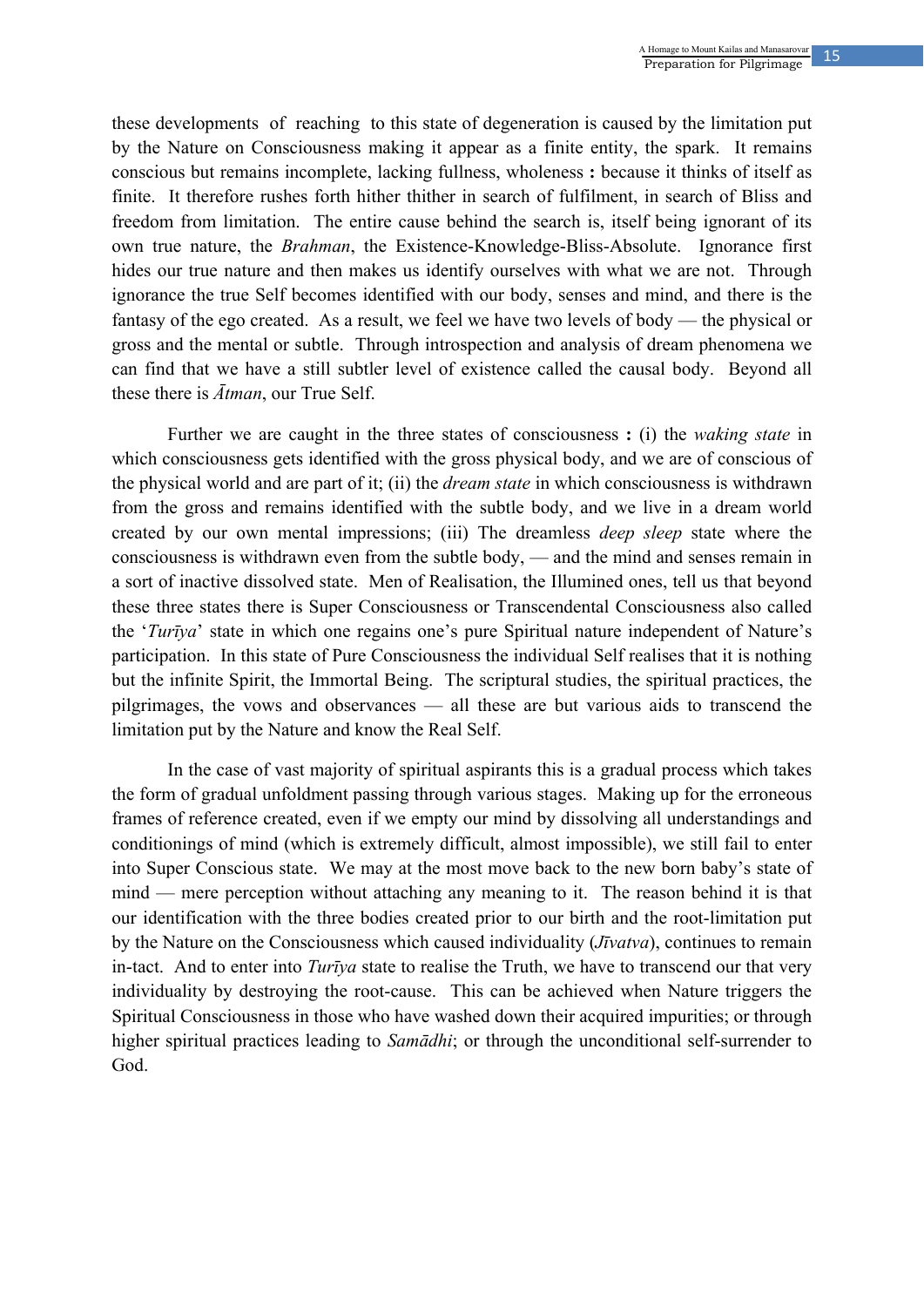these developments of reaching to this state of degeneration is caused by the limitation put by the Nature on Consciousness making it appear as a finite entity, the spark. It remains conscious but remains incomplete, lacking fullness, wholeness **:** because it thinks of itself as finite. It therefore rushes forth hither thither in search of fulfilment, in search of Bliss and freedom from limitation. The entire cause behind the search is, itself being ignorant of its own true nature, the *Brahman*, the Existence-Knowledge-Bliss-Absolute. Ignorance first hides our true nature and then makes us identify ourselves with what we are not. Through ignorance the true Self becomes identified with our body, senses and mind, and there is the fantasy of the ego created. As a result, we feel we have two levels of body — the physical or gross and the mental or subtle. Through introspection and analysis of dream phenomena we can find that we have a still subtler level of existence called the causal body. Beyond all these there is *Ātman*, our True Self.

Further we are caught in the three states of consciousness **:** (i) the *waking state* in which consciousness gets identified with the gross physical body, and we are of conscious of the physical world and are part of it; (ii) the *dream state* in which consciousness is withdrawn from the gross and remains identified with the subtle body, and we live in a dream world created by our own mental impressions; (iii) The dreamless *deep sleep* state where the consciousness is withdrawn even from the subtle body, — and the mind and senses remain in a sort of inactive dissolved state. Men of Realisation, the Illumined ones, tell us that beyond these three states there is Super Consciousness or Transcendental Consciousness also called the '*Turīya*' state in which one regains one's pure Spiritual nature independent of Nature's participation. In this state of Pure Consciousness the individual Self realises that it is nothing but the infinite Spirit, the Immortal Being. The scriptural studies, the spiritual practices, the pilgrimages, the vows and observances — all these are but various aids to transcend the limitation put by the Nature and know the Real Self.

In the case of vast majority of spiritual aspirants this is a gradual process which takes the form of gradual unfoldment passing through various stages. Making up for the erroneous frames of reference created, even if we empty our mind by dissolving all understandings and conditionings of mind (which is extremely difficult, almost impossible), we still fail to enter into Super Conscious state. We may at the most move back to the new born baby's state of mind — mere perception without attaching any meaning to it. The reason behind it is that our identification with the three bodies created prior to our birth and the root-limitation put by the Nature on the Consciousness which caused individuality (*Jīvatva*), continues to remain in-tact. And to enter into *Turīya* state to realise the Truth, we have to transcend our that very individuality by destroying the root-cause. This can be achieved when Nature triggers the Spiritual Consciousness in those who have washed down their acquired impurities; or through higher spiritual practices leading to *Samādhi*; or through the unconditional self-surrender to God.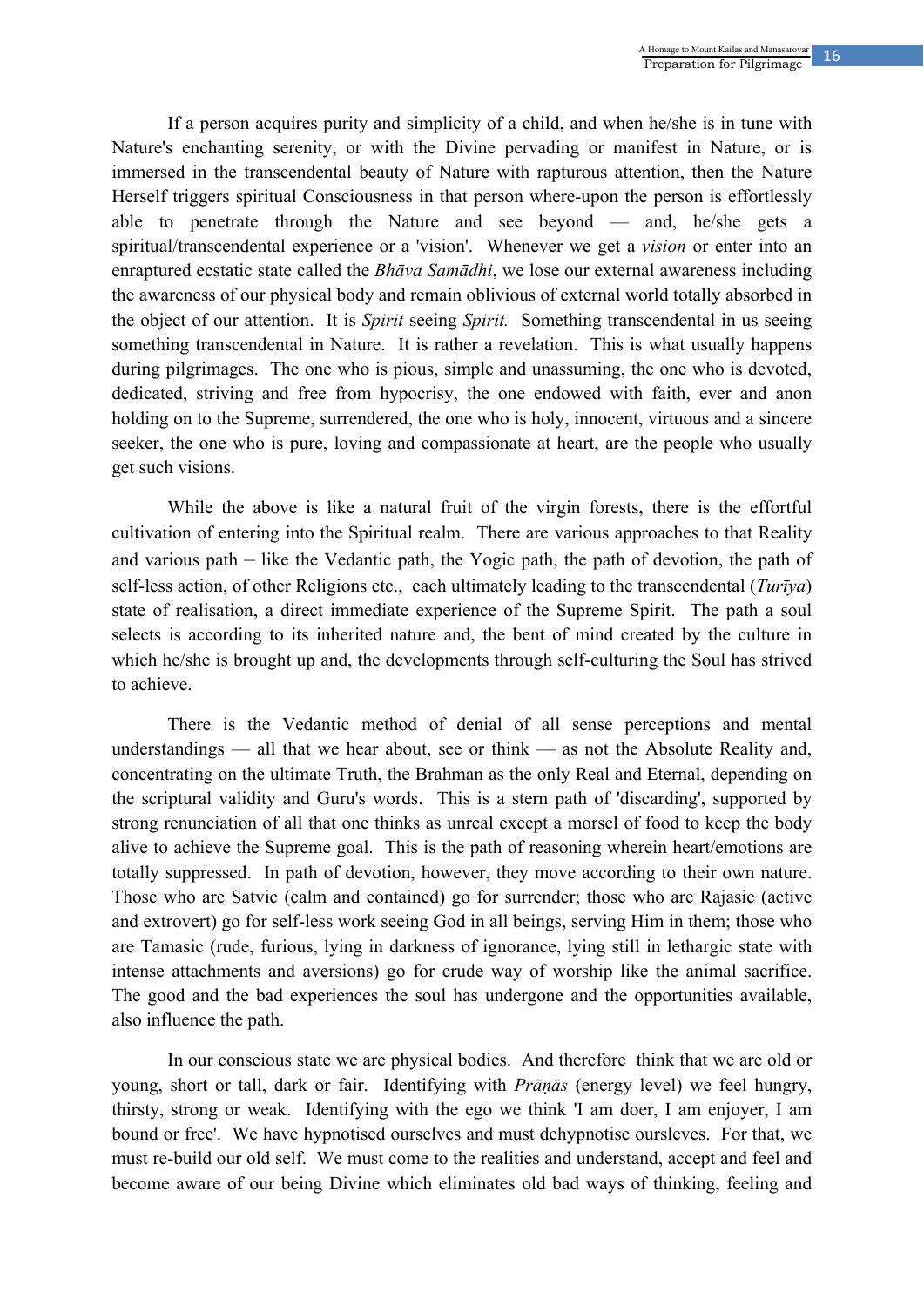If a person acquires purity and simplicity of a child, and when he/she is in tune with Nature's enchanting serenity, or with the Divine pervading or manifest in Nature, or is immersed in the transcendental beauty of Nature with rapturous attention, then the Nature Herself triggers spiritual Consciousness in that person where-upon the person is effortlessly able to penetrate through the Nature and see beyond — and, he/she gets a spiritual/transcendental experience or a 'vision'. Whenever we get a *vision* or enter into an enraptured ecstatic state called the *Bhāva Samādhi*, we lose our external awareness including the awareness of our physical body and remain oblivious of external world totally absorbed in the object of our attention. It is *Spirit* seeing *Spirit.* Something transcendental in us seeing something transcendental in Nature. It is rather a revelation. This is what usually happens during pilgrimages. The one who is pious, simple and unassuming, the one who is devoted, dedicated, striving and free from hypocrisy, the one endowed with faith, ever and anon holding on to the Supreme, surrendered, the one who is holy, innocent, virtuous and a sincere seeker, the one who is pure, loving and compassionate at heart, are the people who usually get such visions.

While the above is like a natural fruit of the virgin forests, there is the effortful cultivation of entering into the Spiritual realm. There are various approaches to that Reality and various path – like the Vedantic path, the Yogic path, the path of devotion, the path of self-less action, of other Religions etc., each ultimately leading to the transcendental (*Turīya*) state of realisation, a direct immediate experience of the Supreme Spirit. The path a soul selects is according to its inherited nature and, the bent of mind created by the culture in which he/she is brought up and, the developments through self-culturing the Soul has strived to achieve.

There is the Vedantic method of denial of all sense perceptions and mental understandings — all that we hear about, see or think — as not the Absolute Reality and, concentrating on the ultimate Truth, the Brahman as the only Real and Eternal, depending on the scriptural validity and Guru's words. This is a stern path of 'discarding', supported by strong renunciation of all that one thinks as unreal except a morsel of food to keep the body alive to achieve the Supreme goal. This is the path of reasoning wherein heart/emotions are totally suppressed. In path of devotion, however, they move according to their own nature. Those who are Satvic (calm and contained) go for surrender; those who are Rajasic (active and extrovert) go for self-less work seeing God in all beings, serving Him in them; those who are Tamasic (rude, furious, lying in darkness of ignorance, lying still in lethargic state with intense attachments and aversions) go for crude way of worship like the animal sacrifice. The good and the bad experiences the soul has undergone and the opportunities available, also influence the path.

In our conscious state we are physical bodies. And therefore think that we are old or young, short or tall, dark or fair. Identifying with *Prāṇās* (energy level) we feel hungry, thirsty, strong or weak. Identifying with the ego we think 'I am doer, I am enjoyer, I am bound or free'. We have hypnotised ourselves and must dehypnotise oursleves. For that, we must re-build our old self. We must come to the realities and understand, accept and feel and become aware of our being Divine which eliminates old bad ways of thinking, feeling and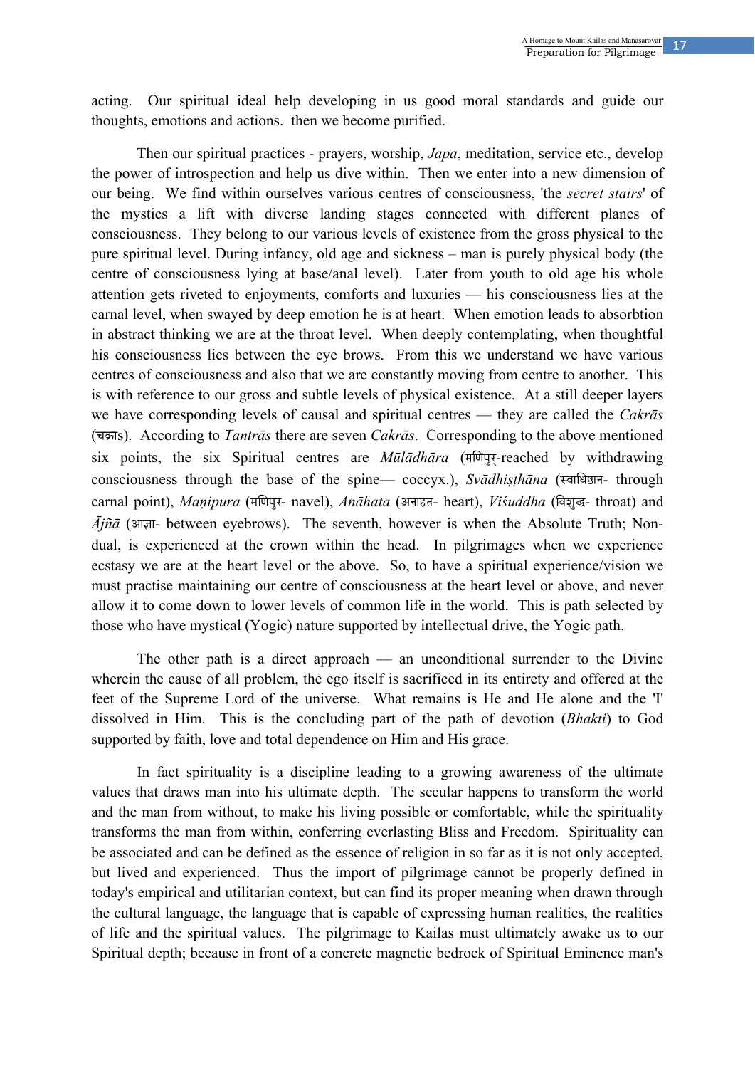acting. Our spiritual ideal help developing in us good moral standards and guide our thoughts, emotions and actions. then we become purified.

Then our spiritual practices - prayers, worship, *Japa*, meditation, service etc., develop the power of introspection and help us dive within. Then we enter into a new dimension of our being. We find within ourselves various centres of consciousness, 'the *secret stairs*' of the mystics a lift with diverse landing stages connected with different planes of consciousness. They belong to our various levels of existence from the gross physical to the pure spiritual level. During infancy, old age and sickness – man is purely physical body (the centre of consciousness lying at base/anal level). Later from youth to old age his whole attention gets riveted to enjoyments, comforts and luxuries — his consciousness lies at the carnal level, when swayed by deep emotion he is at heart. When emotion leads to absorbtion in abstract thinking we are at the throat level. When deeply contemplating, when thoughtful his consciousness lies between the eye brows. From this we understand we have various centres of consciousness and also that we are constantly moving from centre to another. This is with reference to our gross and subtle levels of physical existence. At a still deeper layers we have corresponding levels of causal and spiritual centres — they are called the *Cakrās* (चक्रs). According to *Tantrās* there are seven *Cakrās*. Corresponding to the above mentioned six points, the six Spiritual centres are *Mūlādhāra* (मणिपुर्-reached by withdrawing consciousness through the base of the spine— coccyx.), *Svādhiṣṭhāna* (स्वाधिष्ठान- through carnal point), *Maṇipura* (मणिपुर- navel), *Anāhata* (अनाहत- heart), *Viśuddha* (विशुद्ध- throat) and *Ājñā* (आज्ञा- between eyebrows). The seventh, however is when the Absolute Truth; Non-dual, is experienced at the crown within the head. In pilgrimages when we experience ecstasy we are at the heart level or the above. So, to have a spiritual experience/vision we must practise maintaining our centre of consciousness at the heart level or above, and never allow it to come down to lower levels of common life in the world. This is path selected by those who have mystical (Yogic) nature supported by intellectual drive, the Yogic path.

The other path is a direct approach — an unconditional surrender to the Divine wherein the cause of all problem, the ego itself is sacrificed in its entirety and offered at the feet of the Supreme Lord of the universe. What remains is He and He alone and the 'I' dissolved in Him. This is the concluding part of the path of devotion (*Bhakti*) to God supported by faith, love and total dependence on Him and His grace.

In fact spirituality is a discipline leading to a growing awareness of the ultimate values that draws man into his ultimate depth. The secular happens to transform the world and the man from without, to make his living possible or comfortable, while the spirituality transforms the man from within, conferring everlasting Bliss and Freedom. Spirituality can be associated and can be defined as the essence of religion in so far as it is not only accepted, but lived and experienced. Thus the import of pilgrimage cannot be properly defined in today's empirical and utilitarian context, but can find its proper meaning when drawn through the cultural language, the language that is capable of expressing human realities, the realities of life and the spiritual values. The pilgrimage to Kailas must ultimately awake us to our Spiritual depth; because in front of a concrete magnetic bedrock of Spiritual Eminence man's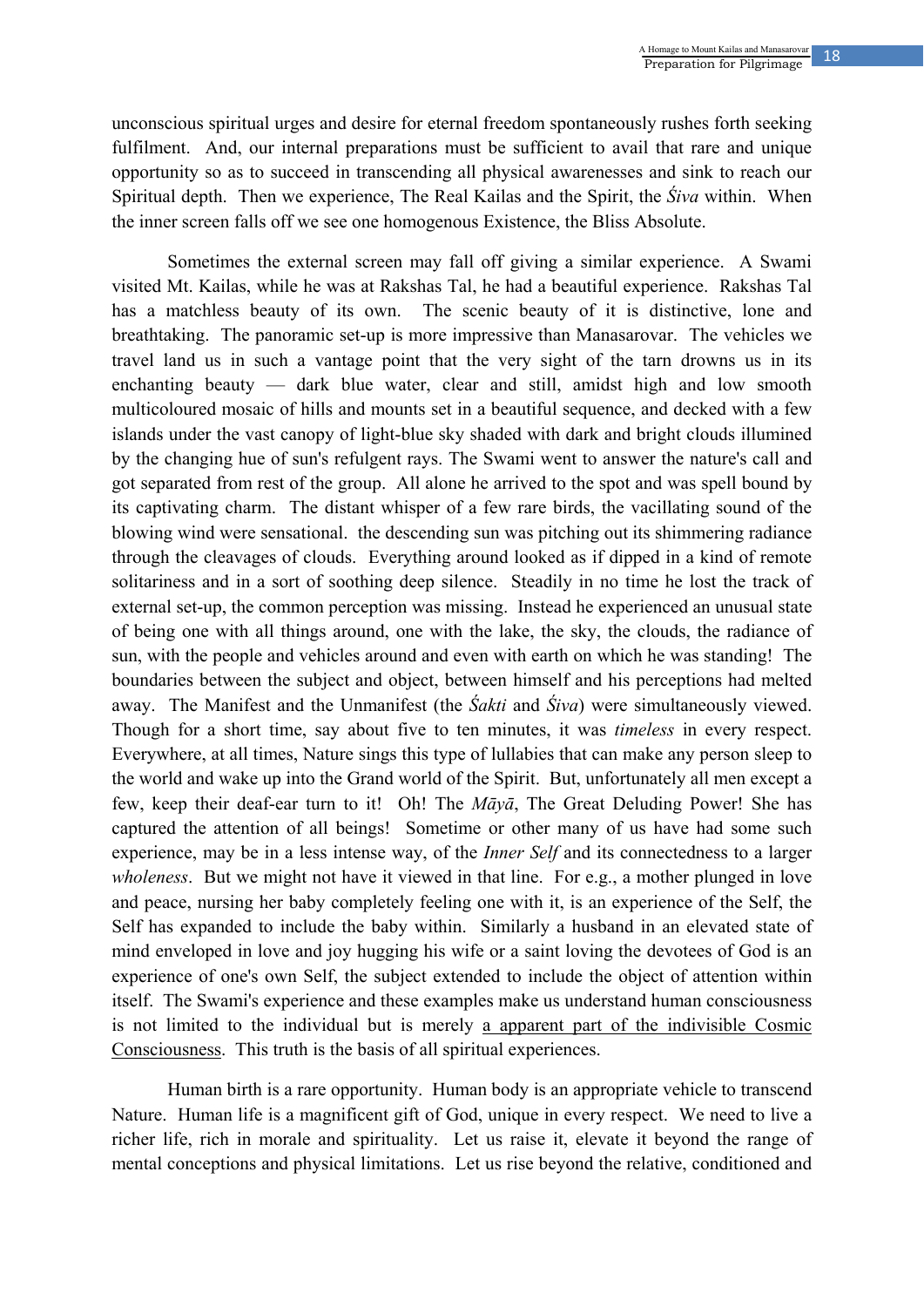unconscious spiritual urges and desire for eternal freedom spontaneously rushes forth seeking fulfilment. And, our internal preparations must be sufficient to avail that rare and unique opportunity so as to succeed in transcending all physical awarenesses and sink to reach our Spiritual depth. Then we experience, The Real Kailas and the Spirit, the *Śiva* within. When the inner screen falls off we see one homogenous Existence, the Bliss Absolute.

Sometimes the external screen may fall off giving a similar experience. A Swami visited Mt. Kailas, while he was at Rakshas Tal, he had a beautiful experience. Rakshas Tal has a matchless beauty of its own. The scenic beauty of it is distinctive, lone and breathtaking. The panoramic set-up is more impressive than Manasarovar. The vehicles we travel land us in such a vantage point that the very sight of the tarn drowns us in its enchanting beauty — dark blue water, clear and still, amidst high and low smooth multicoloured mosaic of hills and mounts set in a beautiful sequence, and decked with a few islands under the vast canopy of light-blue sky shaded with dark and bright clouds illumined by the changing hue of sun's refulgent rays. The Swami went to answer the nature's call and got separated from rest of the group. All alone he arrived to the spot and was spell bound by its captivating charm. The distant whisper of a few rare birds, the vacillating sound of the blowing wind were sensational. the descending sun was pitching out its shimmering radiance through the cleavages of clouds. Everything around looked as if dipped in a kind of remote solitariness and in a sort of soothing deep silence. Steadily in no time he lost the track of external set-up, the common perception was missing. Instead he experienced an unusual state of being one with all things around, one with the lake, the sky, the clouds, the radiance of sun, with the people and vehicles around and even with earth on which he was standing! The boundaries between the subject and object, between himself and his perceptions had melted away. The Manifest and the Unmanifest (the *Śakti* and *Śiva*) were simultaneously viewed. Though for a short time, say about five to ten minutes, it was *timeless* in every respect. Everywhere, at all times, Nature sings this type of lullabies that can make any person sleep to the world and wake up into the Grand world of the Spirit. But, unfortunately all men except a few, keep their deaf-ear turn to it! Oh! The *Māyā*, The Great Deluding Power! She has captured the attention of all beings! Sometime or other many of us have had some such experience, may be in a less intense way, of the *Inner Self* and its connectedness to a larger *wholeness*. But we might not have it viewed in that line. For e.g., a mother plunged in love and peace, nursing her baby completely feeling one with it, is an experience of the Self, the Self has expanded to include the baby within. Similarly a husband in an elevated state of mind enveloped in love and joy hugging his wife or a saint loving the devotees of God is an experience of one's own Self, the subject extended to include the object of attention within itself. The Swami's experience and these examples make us understand human consciousness is not limited to the individual but is merely <u>a apparent part of the indivisible Cosmic Consciousness</u>. This truth is the basis of all spiritual experiences.

Human birth is a rare opportunity. Human body is an appropriate vehicle to transcend Nature. Human life is a magnificent gift of God, unique in every respect. We need to live a richer life, rich in morale and spirituality. Let us raise it, elevate it beyond the range of mental conceptions and physical limitations. Let us rise beyond the relative, conditioned and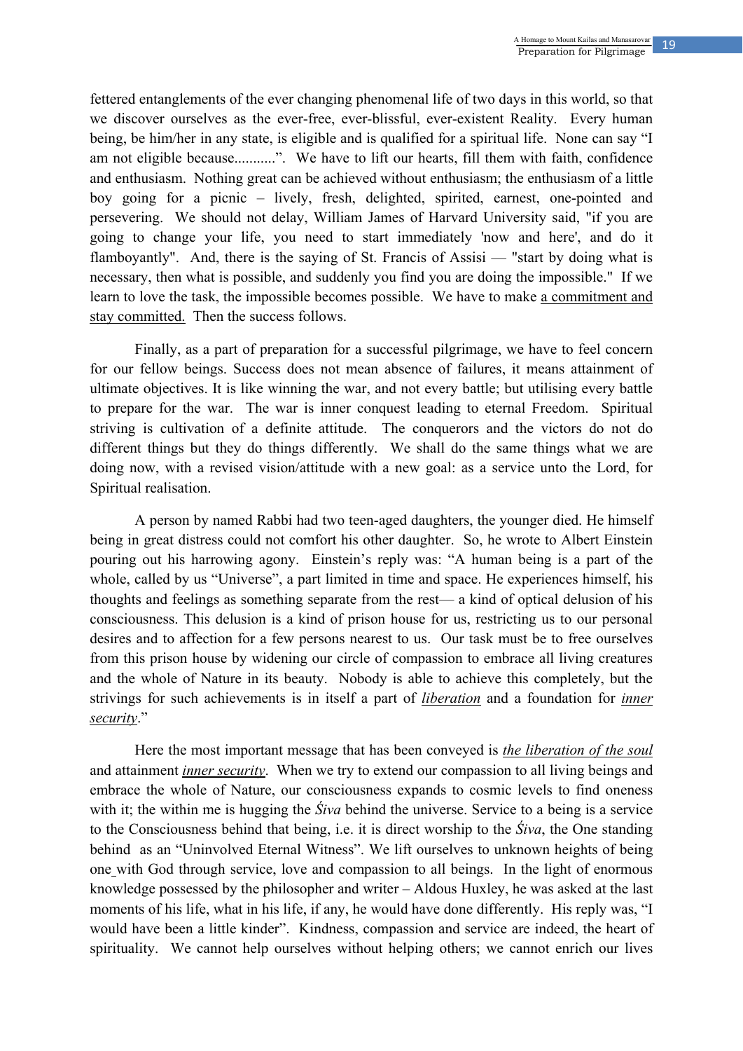fettered entanglements of the ever changing phenomenal life of two days in this world, so that we discover ourselves as the ever-free, ever-blissful, ever-existent Reality. Every human being, be him/her in any state, is eligible and is qualified for a spiritual life. None can say "I am not eligible because...........". We have to lift our hearts, fill them with faith, confidence and enthusiasm. Nothing great can be achieved without enthusiasm; the enthusiasm of a little boy going for a picnic – lively, fresh, delighted, spirited, earnest, one-pointed and persevering. We should not delay, William James of Harvard University said, "if you are going to change your life, you need to start immediately 'now and here', and do it flamboyantly". And, there is the saying of St. Francis of Assisi — "start by doing what is necessary, then what is possible, and suddenly you find you are doing the impossible." If we learn to love the task, the impossible becomes possible. We have to make <u>a commitment and stay committed.</u> Then the success follows.

Finally, as a part of preparation for a successful pilgrimage, we have to feel concern for our fellow beings. Success does not mean absence of failures, it means attainment of ultimate objectives. It is like winning the war, and not every battle; but utilising every battle to prepare for the war. The war is inner conquest leading to eternal Freedom. Spiritual striving is cultivation of a definite attitude. The conquerors and the victors do not do different things but they do things differently. We shall do the same things what we are doing now, with a revised vision/attitude with a new goal: as a service unto the Lord, for Spiritual realisation.

A person by named Rabbi had two teen-aged daughters, the younger died. He himself being in great distress could not comfort his other daughter. So, he wrote to Albert Einstein pouring out his harrowing agony. Einstein's reply was: "A human being is a part of the whole, called by us "Universe", a part limited in time and space. He experiences himself, his thoughts and feelings as something separate from the rest— a kind of optical delusion of his consciousness. This delusion is a kind of prison house for us, restricting us to our personal desires and to affection for a few persons nearest to us. Our task must be to free ourselves from this prison house by widening our circle of compassion to embrace all living creatures and the whole of Nature in its beauty. Nobody is able to achieve this completely, but the strivings for such achievements is in itself a part of <u>*liberation*</u> and a foundation for <u>*inner security*</u>."

Here the most important message that has been conveyed is <u>*the liberation of the soul*</u> and attainment <u>*inner security*</u>. When we try to extend our compassion to all living beings and embrace the whole of Nature, our consciousness expands to cosmic levels to find oneness with it; the within me is hugging the *Śiva* behind the universe. Service to a being is a service to the Consciousness behind that being, i.e. it is direct worship to the *Śiva*, the One standing behind as an "Uninvolved Eternal Witness". We lift ourselves to unknown heights of being one with God through service, love and compassion to all beings. In the light of enormous knowledge possessed by the philosopher and writer – Aldous Huxley, he was asked at the last moments of his life, what in his life, if any, he would have done differently. His reply was, "I would have been a little kinder". Kindness, compassion and service are indeed, the heart of spirituality. We cannot help ourselves without helping others; we cannot enrich our lives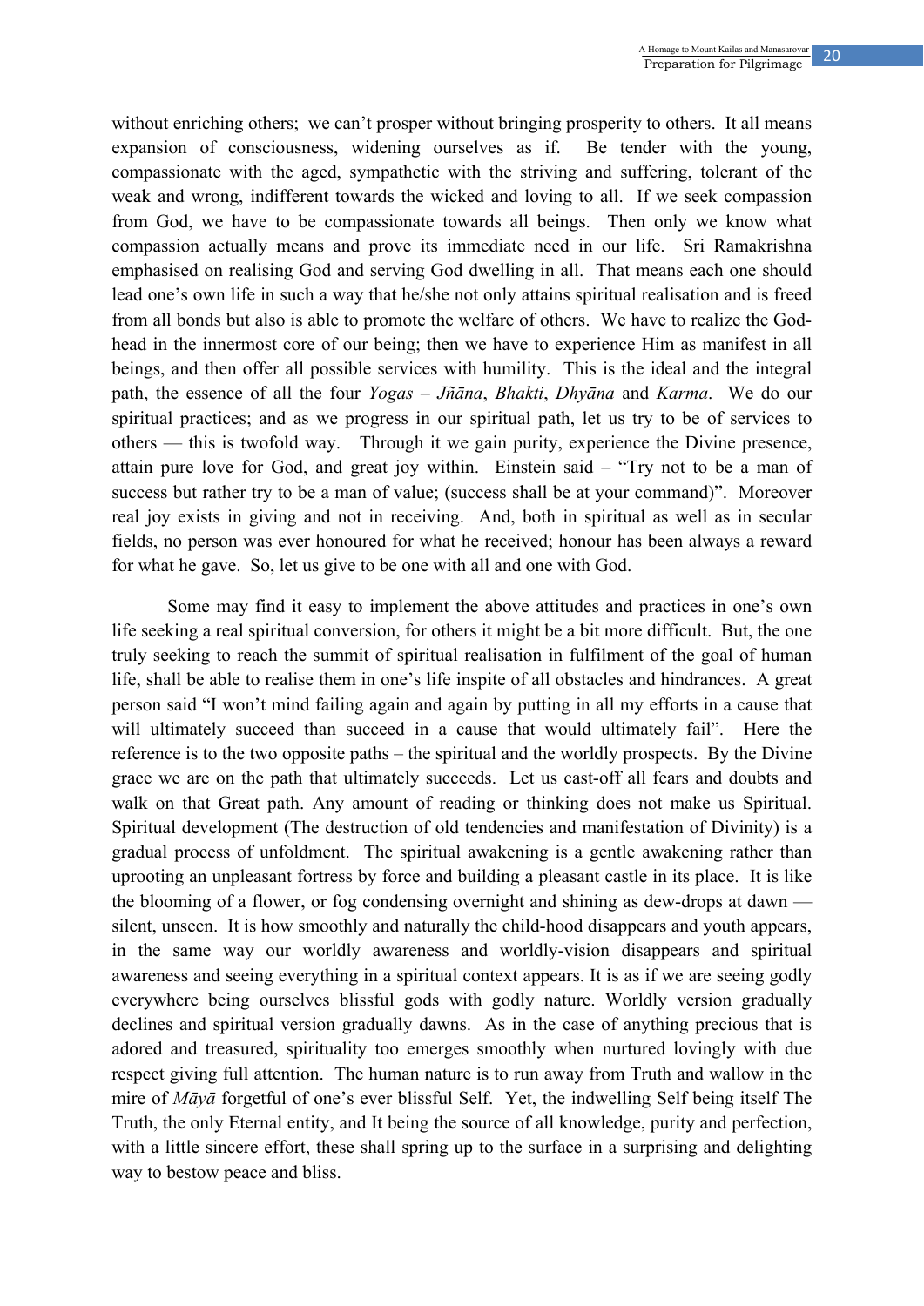without enriching others; we can't prosper without bringing prosperity to others. It all means expansion of consciousness, widening ourselves as if. Be tender with the young, compassionate with the aged, sympathetic with the striving and suffering, tolerant of the weak and wrong, indifferent towards the wicked and loving to all. If we seek compassion from God, we have to be compassionate towards all beings. Then only we know what compassion actually means and prove its immediate need in our life. Sri Ramakrishna emphasised on realising God and serving God dwelling in all. That means each one should lead one's own life in such a way that he/she not only attains spiritual realisation and is freed from all bonds but also is able to promote the welfare of others. We have to realize the God-head in the innermost core of our being; then we have to experience Him as manifest in all beings, and then offer all possible services with humility. This is the ideal and the integral path, the essence of all the four *Yogas* – *Jñāna*, *Bhakti*, *Dhyāna* and *Karma*. We do our spiritual practices; and as we progress in our spiritual path, let us try to be of services to others — this is twofold way. Through it we gain purity, experience the Divine presence, attain pure love for God, and great joy within. Einstein said – "Try not to be a man of success but rather try to be a man of value; (success shall be at your command)". Moreover real joy exists in giving and not in receiving. And, both in spiritual as well as in secular fields, no person was ever honoured for what he received; honour has been always a reward for what he gave. So, let us give to be one with all and one with God.

Some may find it easy to implement the above attitudes and practices in one's own life seeking a real spiritual conversion, for others it might be a bit more difficult. But, the one truly seeking to reach the summit of spiritual realisation in fulfilment of the goal of human life, shall be able to realise them in one's life inspite of all obstacles and hindrances. A great person said "I won't mind failing again and again by putting in all my efforts in a cause that will ultimately succeed than succeed in a cause that would ultimately fail". Here the reference is to the two opposite paths – the spiritual and the worldly prospects. By the Divine grace we are on the path that ultimately succeeds. Let us cast-off all fears and doubts and walk on that Great path. Any amount of reading or thinking does not make us Spiritual. Spiritual development (The destruction of old tendencies and manifestation of Divinity) is a gradual process of unfoldment. The spiritual awakening is a gentle awakening rather than uprooting an unpleasant fortress by force and building a pleasant castle in its place. It is like the blooming of a flower, or fog condensing overnight and shining as dew-drops at dawn — silent, unseen. It is how smoothly and naturally the child-hood disappears and youth appears, in the same way our worldly awareness and worldly-vision disappears and spiritual awareness and seeing everything in a spiritual context appears. It is as if we are seeing godly everywhere being ourselves blissful gods with godly nature. Worldly version gradually declines and spiritual version gradually dawns. As in the case of anything precious that is adored and treasured, spirituality too emerges smoothly when nurtured lovingly with due respect giving full attention. The human nature is to run away from Truth and wallow in the mire of *Māyā* forgetful of one's ever blissful Self. Yet, the indwelling Self being itself The Truth, the only Eternal entity, and It being the source of all knowledge, purity and perfection, with a little sincere effort, these shall spring up to the surface in a surprising and delighting way to bestow peace and bliss.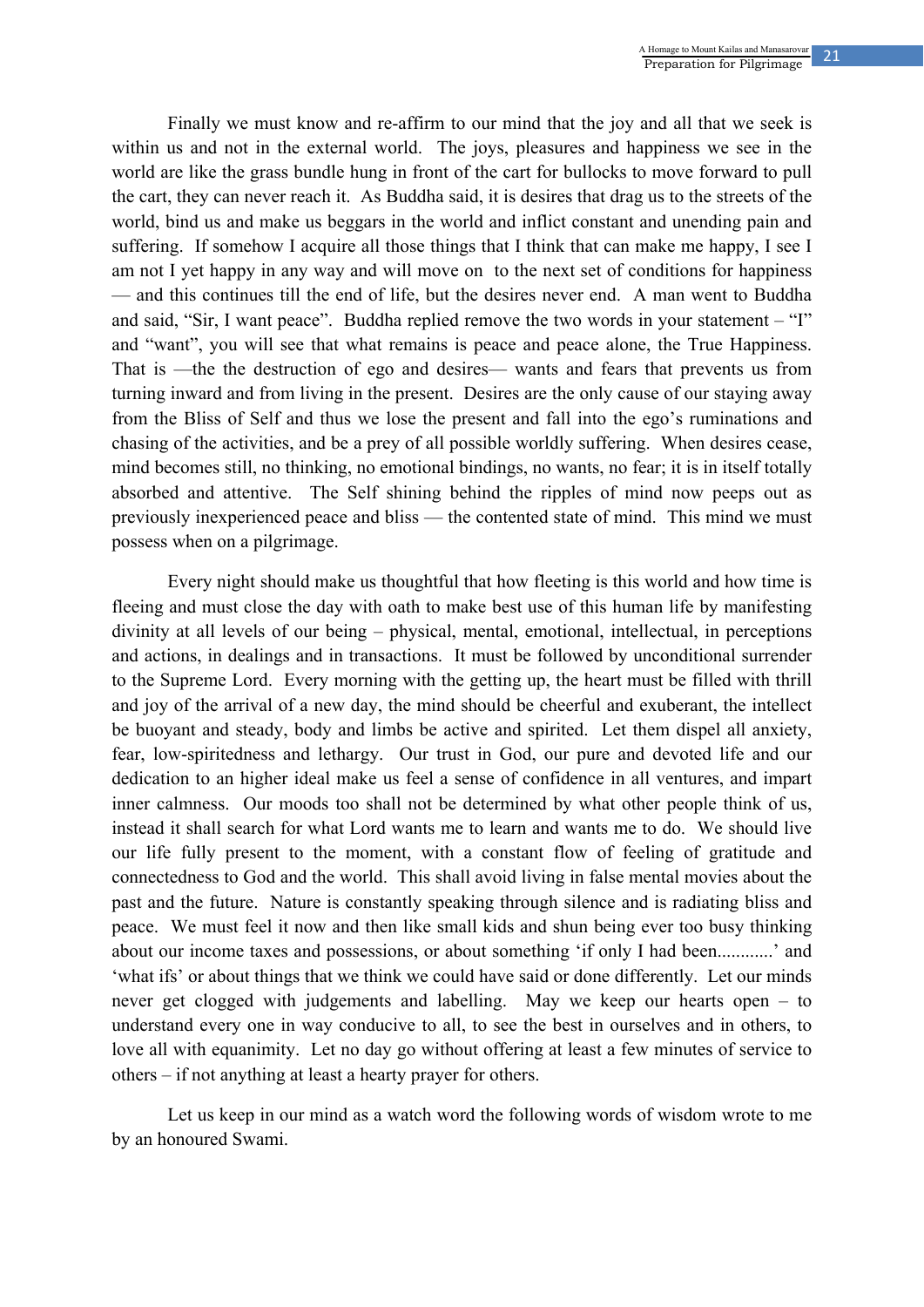Finally we must know and re-affirm to our mind that the joy and all that we seek is within us and not in the external world. The joys, pleasures and happiness we see in the world are like the grass bundle hung in front of the cart for bullocks to move forward to pull the cart, they can never reach it. As Buddha said, it is desires that drag us to the streets of the world, bind us and make us beggars in the world and inflict constant and unending pain and suffering. If somehow I acquire all those things that I think that can make me happy, I see I am not I yet happy in any way and will move on to the next set of conditions for happiness — and this continues till the end of life, but the desires never end. A man went to Buddha and said, "Sir, I want peace". Buddha replied remove the two words in your statement – "I" and "want", you will see that what remains is peace and peace alone, the True Happiness. That is —the the destruction of ego and desires— wants and fears that prevents us from turning inward and from living in the present. Desires are the only cause of our staying away from the Bliss of Self and thus we lose the present and fall into the ego's ruminations and chasing of the activities, and be a prey of all possible worldly suffering. When desires cease, mind becomes still, no thinking, no emotional bindings, no wants, no fear; it is in itself totally absorbed and attentive. The Self shining behind the ripples of mind now peeps out as previously inexperienced peace and bliss — the contented state of mind. This mind we must possess when on a pilgrimage.

Every night should make us thoughtful that how fleeting is this world and how time is fleeing and must close the day with oath to make best use of this human life by manifesting divinity at all levels of our being – physical, mental, emotional, intellectual, in perceptions and actions, in dealings and in transactions. It must be followed by unconditional surrender to the Supreme Lord. Every morning with the getting up, the heart must be filled with thrill and joy of the arrival of a new day, the mind should be cheerful and exuberant, the intellect be buoyant and steady, body and limbs be active and spirited. Let them dispel all anxiety, fear, low-spiritedness and lethargy. Our trust in God, our pure and devoted life and our dedication to an higher ideal make us feel a sense of confidence in all ventures, and impart inner calmness. Our moods too shall not be determined by what other people think of us, instead it shall search for what Lord wants me to learn and wants me to do. We should live our life fully present to the moment, with a constant flow of feeling of gratitude and connectedness to God and the world. This shall avoid living in false mental movies about the past and the future. Nature is constantly speaking through silence and is radiating bliss and peace. We must feel it now and then like small kids and shun being ever too busy thinking about our income taxes and possessions, or about something 'if only I had been............' and 'what ifs' or about things that we think we could have said or done differently. Let our minds never get clogged with judgements and labelling. May we keep our hearts open – to understand every one in way conducive to all, to see the best in ourselves and in others, to love all with equanimity. Let no day go without offering at least a few minutes of service to others – if not anything at least a hearty prayer for others.

Let us keep in our mind as a watch word the following words of wisdom wrote to me by an honoured Swami.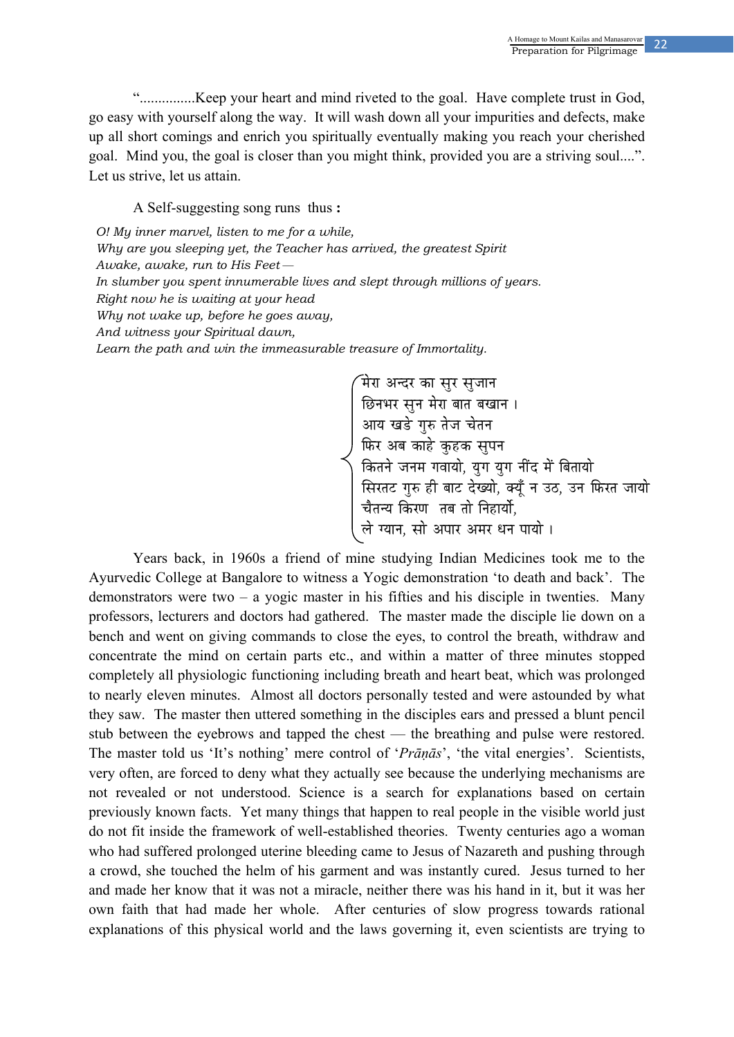"...............Keep your heart and mind riveted to the goal. Have complete trust in God, go easy with yourself along the way. It will wash down all your impurities and defects, make up all short comings and enrich you spiritually eventually making you reach your cherished goal. Mind you, the goal is closer than you might think, provided you are a striving soul....". Let us strive, let us attain.

A Self-suggesting song runs thus **:**

*O! My inner marvel, listen to me for a while,*
*Why are you sleeping yet, the Teacher has arrived, the greatest Spirit*
*Awake, awake, run to His Feet—*
*In slumber you spent innumerable lives and slept through millions of years.*
*Right now he is waiting at your head*
*Why not wake up, before he goes away,*
*And witness your Spiritual dawn,*
*Learn the path and win the immeasurable treasure of Immortality.*

मेरा अन्दर का सुर सुजान
छिनभर सुन मेरा बात बखान ।
आय खडे गुरु तेज चेतन
फिर अब काहे कुहक सुपन
कितने जनम गवायो, युग युग नींद में बितायो
सिरतट गुरु ही बाट देख्यो, क्यूँ न उठ, उन फिरत जायो
चैतन्य किरण तब तो निहार्यो,
ले ग्यान, सो अपार अमर धन पायो ।

Years back, in 1960s a friend of mine studying Indian Medicines took me to the Ayurvedic College at Bangalore to witness a Yogic demonstration 'to death and back'. The demonstrators were two – a yogic master in his fifties and his disciple in twenties. Many professors, lecturers and doctors had gathered. The master made the disciple lie down on a bench and went on giving commands to close the eyes, to control the breath, withdraw and concentrate the mind on certain parts etc., and within a matter of three minutes stopped completely all physiologic functioning including breath and heart beat, which was prolonged to nearly eleven minutes. Almost all doctors personally tested and were astounded by what they saw. The master then uttered something in the disciples ears and pressed a blunt pencil stub between the eyebrows and tapped the chest — the breathing and pulse were restored. The master told us 'It's nothing' mere control of '*Prāṇās*', 'the vital energies'. Scientists, very often, are forced to deny what they actually see because the underlying mechanisms are not revealed or not understood. Science is a search for explanations based on certain previously known facts. Yet many things that happen to real people in the visible world just do not fit inside the framework of well-established theories. Twenty centuries ago a woman who had suffered prolonged uterine bleeding came to Jesus of Nazareth and pushing through a crowd, she touched the helm of his garment and was instantly cured. Jesus turned to her and made her know that it was not a miracle, neither there was his hand in it, but it was her own faith that had made her whole. After centuries of slow progress towards rational explanations of this physical world and the laws governing it, even scientists are trying to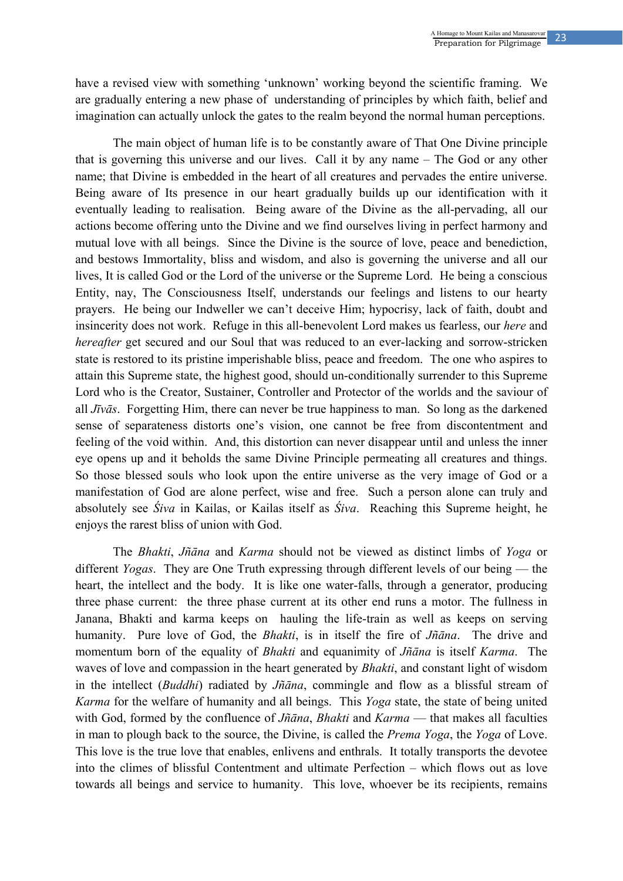have a revised view with something 'unknown' working beyond the scientific framing. We are gradually entering a new phase of understanding of principles by which faith, belief and imagination can actually unlock the gates to the realm beyond the normal human perceptions.

The main object of human life is to be constantly aware of That One Divine principle that is governing this universe and our lives. Call it by any name – The God or any other name; that Divine is embedded in the heart of all creatures and pervades the entire universe. Being aware of Its presence in our heart gradually builds up our identification with it eventually leading to realisation. Being aware of the Divine as the all-pervading, all our actions become offering unto the Divine and we find ourselves living in perfect harmony and mutual love with all beings. Since the Divine is the source of love, peace and benediction, and bestows Immortality, bliss and wisdom, and also is governing the universe and all our lives, It is called God or the Lord of the universe or the Supreme Lord. He being a conscious Entity, nay, The Consciousness Itself, understands our feelings and listens to our hearty prayers. He being our Indweller we can't deceive Him; hypocrisy, lack of faith, doubt and insincerity does not work. Refuge in this all-benevolent Lord makes us fearless, our *here* and *hereafter* get secured and our Soul that was reduced to an ever-lacking and sorrow-stricken state is restored to its pristine imperishable bliss, peace and freedom. The one who aspires to attain this Supreme state, the highest good, should un-conditionally surrender to this Supreme Lord who is the Creator, Sustainer, Controller and Protector of the worlds and the saviour of all *Jīvās*. Forgetting Him, there can never be true happiness to man. So long as the darkened sense of separateness distorts one's vision, one cannot be free from discontentment and feeling of the void within. And, this distortion can never disappear until and unless the inner eye opens up and it beholds the same Divine Principle permeating all creatures and things. So those blessed souls who look upon the entire universe as the very image of God or a manifestation of God are alone perfect, wise and free. Such a person alone can truly and absolutely see *Śiva* in Kailas, or Kailas itself as *Śiva*. Reaching this Supreme height, he enjoys the rarest bliss of union with God.

The *Bhakti*, *Jñāna* and *Karma* should not be viewed as distinct limbs of *Yoga* or different *Yogas*. They are One Truth expressing through different levels of our being — the heart, the intellect and the body. It is like one water-falls, through a generator, producing three phase current: the three phase current at its other end runs a motor. The fullness in Janana, Bhakti and karma keeps on hauling the life-train as well as keeps on serving humanity. Pure love of God, the *Bhakti*, is in itself the fire of *Jñāna*. The drive and momentum born of the equality of *Bhakti* and equanimity of *Jñāna* is itself *Karma*. The waves of love and compassion in the heart generated by *Bhakti*, and constant light of wisdom in the intellect (*Buddhi*) radiated by *Jñāna*, commingle and flow as a blissful stream of *Karma* for the welfare of humanity and all beings. This *Yoga* state, the state of being united with God, formed by the confluence of *Jñāna*, *Bhakti* and *Karma* — that makes all faculties in man to plough back to the source, the Divine, is called the *Prema Yoga*, the *Yoga* of Love. This love is the true love that enables, enlivens and enthrals. It totally transports the devotee into the climes of blissful Contentment and ultimate Perfection – which flows out as love towards all beings and service to humanity. This love, whoever be its recipients, remains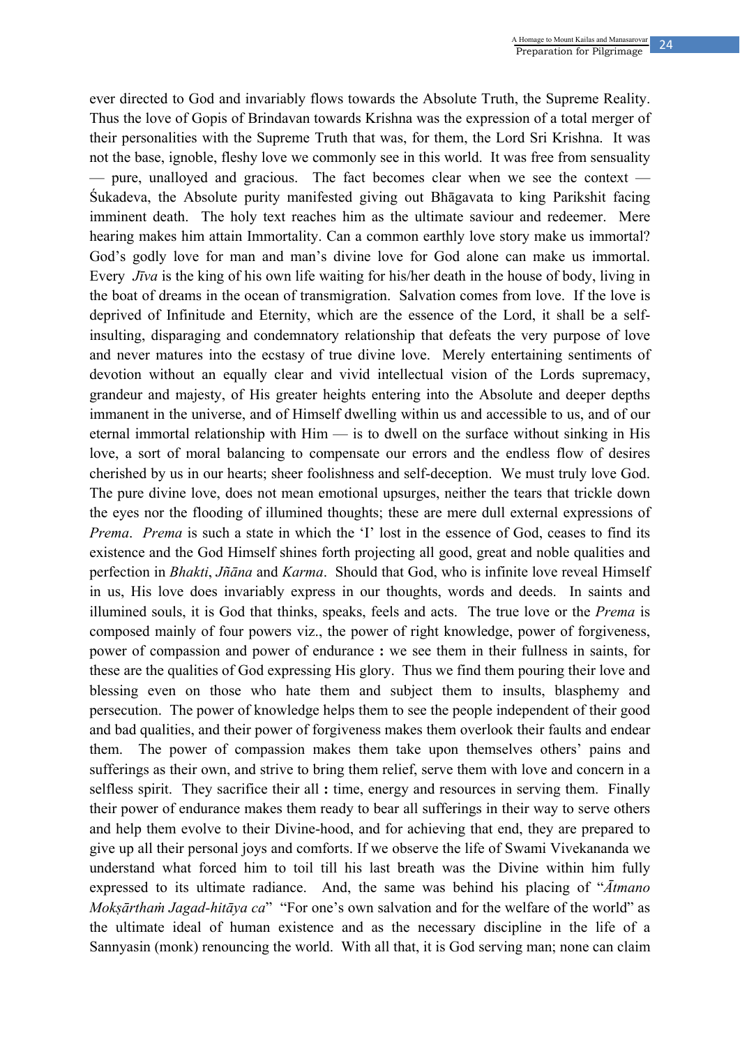ever directed to God and invariably flows towards the Absolute Truth, the Supreme Reality. Thus the love of Gopis of Brindavan towards Krishna was the expression of a total merger of their personalities with the Supreme Truth that was, for them, the Lord Sri Krishna. It was not the base, ignoble, fleshy love we commonly see in this world. It was free from sensuality — pure, unalloyed and gracious. The fact becomes clear when we see the context — Śukadeva, the Absolute purity manifested giving out Bhāgavata to king Parikshit facing imminent death. The holy text reaches him as the ultimate saviour and redeemer. Mere hearing makes him attain Immortality. Can a common earthly love story make us immortal? God's godly love for man and man's divine love for God alone can make us immortal. Every *Jīva* is the king of his own life waiting for his/her death in the house of body, living in the boat of dreams in the ocean of transmigration. Salvation comes from love. If the love is deprived of Infinitude and Eternity, which are the essence of the Lord, it shall be a self-insulting, disparaging and condemnatory relationship that defeats the very purpose of love and never matures into the ecstasy of true divine love. Merely entertaining sentiments of devotion without an equally clear and vivid intellectual vision of the Lords supremacy, grandeur and majesty, of His greater heights entering into the Absolute and deeper depths immanent in the universe, and of Himself dwelling within us and accessible to us, and of our eternal immortal relationship with Him — is to dwell on the surface without sinking in His love, a sort of moral balancing to compensate our errors and the endless flow of desires cherished by us in our hearts; sheer foolishness and self-deception. We must truly love God. The pure divine love, does not mean emotional upsurges, neither the tears that trickle down the eyes nor the flooding of illumined thoughts; these are mere dull external expressions of *Prema*. *Prema* is such a state in which the 'I' lost in the essence of God, ceases to find its existence and the God Himself shines forth projecting all good, great and noble qualities and perfection in *Bhakti*, *Jñāna* and *Karma*. Should that God, who is infinite love reveal Himself in us, His love does invariably express in our thoughts, words and deeds. In saints and illumined souls, it is God that thinks, speaks, feels and acts. The true love or the *Prema* is composed mainly of four powers viz., the power of right knowledge, power of forgiveness, power of compassion and power of endurance **:** we see them in their fullness in saints, for these are the qualities of God expressing His glory. Thus we find them pouring their love and blessing even on those who hate them and subject them to insults, blasphemy and persecution. The power of knowledge helps them to see the people independent of their good and bad qualities, and their power of forgiveness makes them overlook their faults and endear them. The power of compassion makes them take upon themselves others' pains and sufferings as their own, and strive to bring them relief, serve them with love and concern in a selfless spirit. They sacrifice their all **:** time, energy and resources in serving them. Finally their power of endurance makes them ready to bear all sufferings in their way to serve others and help them evolve to their Divine-hood, and for achieving that end, they are prepared to give up all their personal joys and comforts. If we observe the life of Swami Vivekananda we understand what forced him to toil till his last breath was the Divine within him fully expressed to its ultimate radiance. And, the same was behind his placing of "*Ātmano Mokṣārthaṁ Jagad-hitāya ca*" "For one's own salvation and for the welfare of the world" as the ultimate ideal of human existence and as the necessary discipline in the life of a Sannyasin (monk) renouncing the world. With all that, it is God serving man; none can claim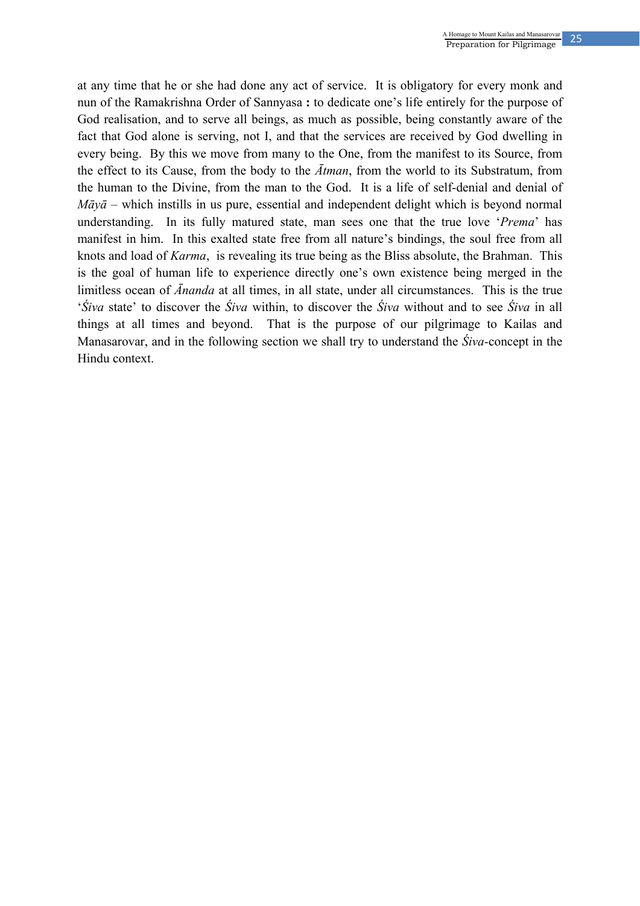at any time that he or she had done any act of service. It is obligatory for every monk and nun of the Ramakrishna Order of Sannyasa **:** to dedicate one's life entirely for the purpose of God realisation, and to serve all beings, as much as possible, being constantly aware of the fact that God alone is serving, not I, and that the services are received by God dwelling in every being. By this we move from many to the One, from the manifest to its Source, from the effect to its Cause, from the body to the *Ātman*, from the world to its Substratum, from the human to the Divine, from the man to the God. It is a life of self-denial and denial of *Māyā* – which instills in us pure, essential and independent delight which is beyond normal understanding. In its fully matured state, man sees one that the true love '*Prema*' has manifest in him. In this exalted state free from all nature's bindings, the soul free from all knots and load of *Karma*, is revealing its true being as the Bliss absolute, the Brahman. This is the goal of human life to experience directly one's own existence being merged in the limitless ocean of *Ānanda* at all times, in all state, under all circumstances. This is the true '*Śiva* state' to discover the *Śiva* within, to discover the *Śiva* without and to see *Śiva* in all things at all times and beyond. That is the purpose of our pilgrimage to Kailas and Manasarovar, and in the following section we shall try to understand the *Śiva*-concept in the Hindu context.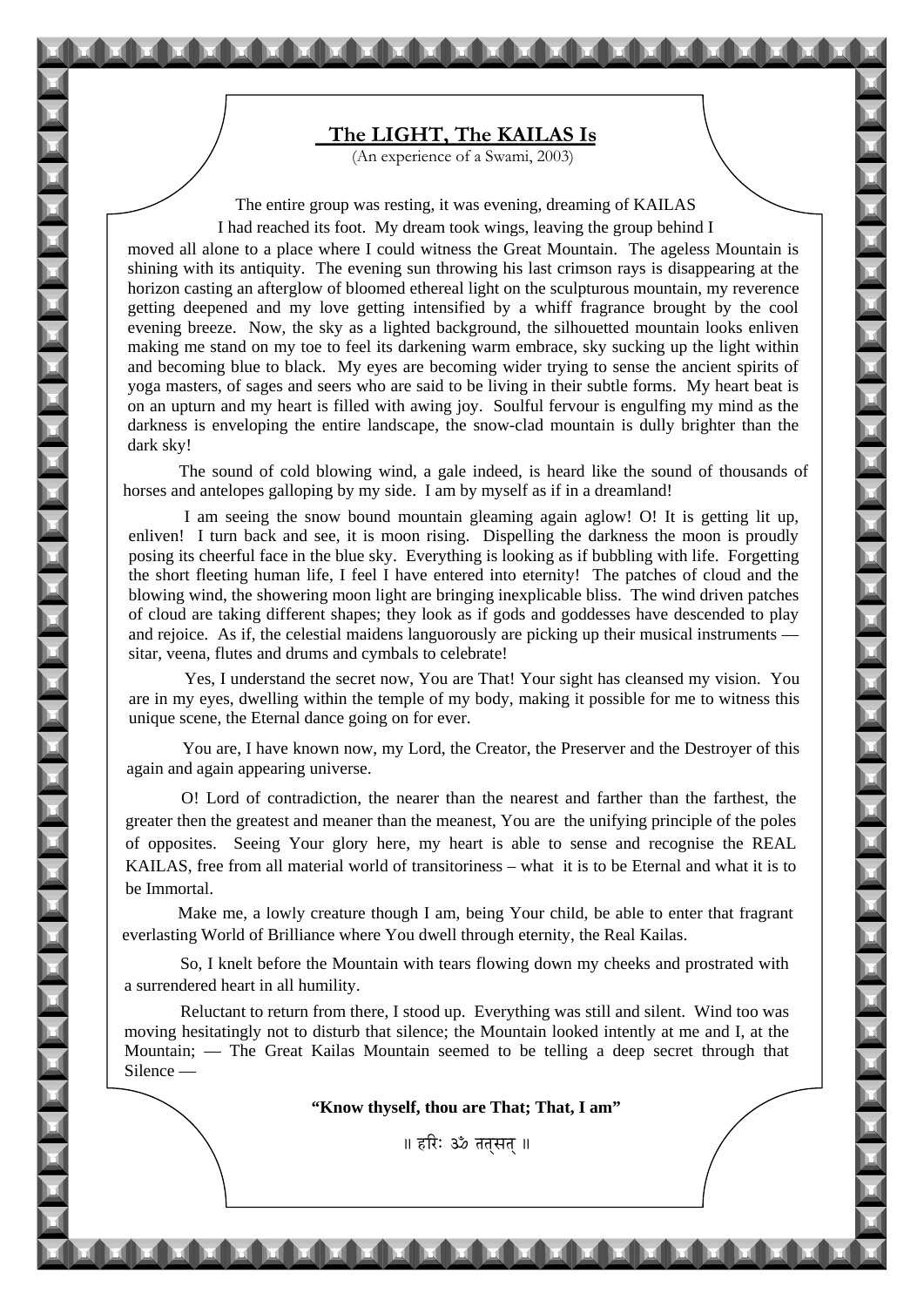## The LIGHT, The KAILAS Is

(An experience of a Swami, 2003)

The entire group was resting, it was evening, dreaming of KAILAS

I had reached its foot. My dream took wings, leaving the group behind I moved all alone to a place where I could witness the Great Mountain. The ageless Mountain is shining with its antiquity. The evening sun throwing his last crimson rays is disappearing at the horizon casting an afterglow of bloomed ethereal light on the sculpturous mountain, my reverence getting deepened and my love getting intensified by a whiff fragrance brought by the cool evening breeze. Now, the sky as a lighted background, the silhouetted mountain looks enliven making me stand on my toe to feel its darkening warm embrace, sky sucking up the light within and becoming blue to black. My eyes are becoming wider trying to sense the ancient spirits of yoga masters, of sages and seers who are said to be living in their subtle forms. My heart beat is on an upturn and my heart is filled with awing joy. Soulful fervour is engulfing my mind as the darkness is enveloping the entire landscape, the snow-clad mountain is dully brighter than the dark sky!

The sound of cold blowing wind, a gale indeed, is heard like the sound of thousands of horses and antelopes galloping by my side. I am by myself as if in a dreamland!

I am seeing the snow bound mountain gleaming again aglow! O! It is getting lit up, enliven! I turn back and see, it is moon rising. Dispelling the darkness the moon is proudly posing its cheerful face in the blue sky. Everything is looking as if bubbling with life. Forgetting the short fleeting human life, I feel I have entered into eternity! The patches of cloud and the blowing wind, the showering moon light are bringing inexplicable bliss. The wind driven patches of cloud are taking different shapes; they look as if gods and goddesses have descended to play and rejoice. As if, the celestial maidens languorously are picking up their musical instruments — sitar, veena, flutes and drums and cymbals to celebrate!

Yes, I understand the secret now, You are That! Your sight has cleansed my vision. You are in my eyes, dwelling within the temple of my body, making it possible for me to witness this unique scene, the Eternal dance going on for ever.

You are, I have known now, my Lord, the Creator, the Preserver and the Destroyer of this again and again appearing universe.

O! Lord of contradiction, the nearer than the nearest and farther than the farthest, the greater then the greatest and meaner than the meanest, You are the unifying principle of the poles of opposites. Seeing Your glory here, my heart is able to sense and recognise the REAL KAILAS, free from all material world of transitoriness – what it is to be Eternal and what it is to be Immortal.

Make me, a lowly creature though I am, being Your child, be able to enter that fragrant everlasting World of Brilliance where You dwell through eternity, the Real Kailas.

So, I knelt before the Mountain with tears flowing down my cheeks and prostrated with a surrendered heart in all humility.

Reluctant to return from there, I stood up. Everything was still and silent. Wind too was moving hesitatingly not to disturb that silence; the Mountain looked intently at me and I, at the Mountain; — The Great Kailas Mountain seemed to be telling a deep secret through that Silence —

**"Know thyself, thou are That; That, I am"**

॥ हरिः ॐ तत्सत् ॥